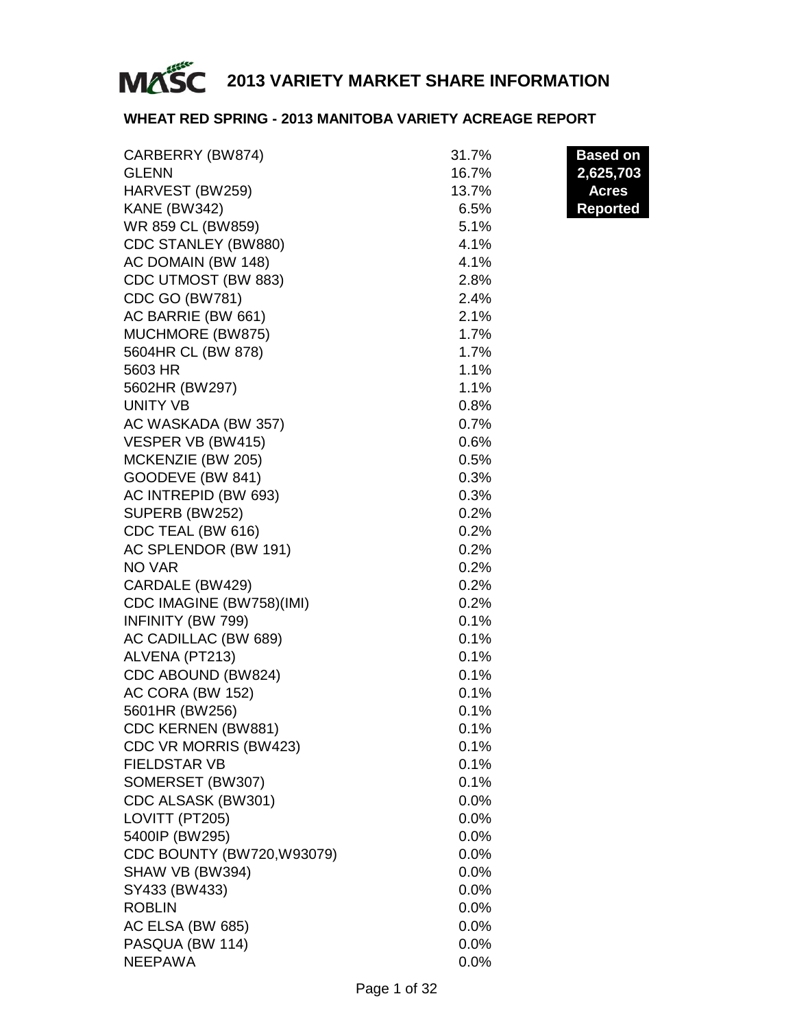# MASC 2013 VARIETY MARKET SHARE INFORMATION

## WHEAT RED SPRING - 2013 MANITOBA VARIETY ACREAGE REPORT

**Based on 2,625,703 Acres Reported**

| Variety | Share |
|---|---|
| CARBERRY (BW874) | 31.7% |
| GLENN | 16.7% |
| HARVEST (BW259) | 13.7% |
| KANE (BW342) | 6.5% |
| WR 859 CL (BW859) | 5.1% |
| CDC STANLEY (BW880) | 4.1% |
| AC DOMAIN (BW 148) | 4.1% |
| CDC UTMOST (BW 883) | 2.8% |
| CDC GO (BW781) | 2.4% |
| AC BARRIE (BW 661) | 2.1% |
| MUCHMORE (BW875) | 1.7% |
| 5604HR CL (BW 878) | 1.7% |
| 5603 HR | 1.1% |
| 5602HR (BW297) | 1.1% |
| UNITY VB | 0.8% |
| AC WASKADA (BW 357) | 0.7% |
| VESPER VB (BW415) | 0.6% |
| MCKENZIE (BW 205) | 0.5% |
| GOODEVE (BW 841) | 0.3% |
| AC INTREPID (BW 693) | 0.3% |
| SUPERB (BW252) | 0.2% |
| CDC TEAL (BW 616) | 0.2% |
| AC SPLENDOR (BW 191) | 0.2% |
| NO VAR | 0.2% |
| CARDALE (BW429) | 0.2% |
| CDC IMAGINE (BW758)(IMI) | 0.2% |
| INFINITY (BW 799) | 0.1% |
| AC CADILLAC (BW 689) | 0.1% |
| ALVENA (PT213) | 0.1% |
| CDC ABOUND (BW824) | 0.1% |
| AC CORA (BW 152) | 0.1% |
| 5601HR (BW256) | 0.1% |
| CDC KERNEN (BW881) | 0.1% |
| CDC VR MORRIS (BW423) | 0.1% |
| FIELDSTAR VB | 0.1% |
| SOMERSET (BW307) | 0.1% |
| CDC ALSASK (BW301) | 0.0% |
| LOVITT (PT205) | 0.0% |
| 5400IP (BW295) | 0.0% |
| CDC BOUNTY (BW720,W93079) | 0.0% |
| SHAW VB (BW394) | 0.0% |
| SY433 (BW433) | 0.0% |
| ROBLIN | 0.0% |
| AC ELSA (BW 685) | 0.0% |
| PASQUA (BW 114) | 0.0% |
| NEEPAWA | 0.0% |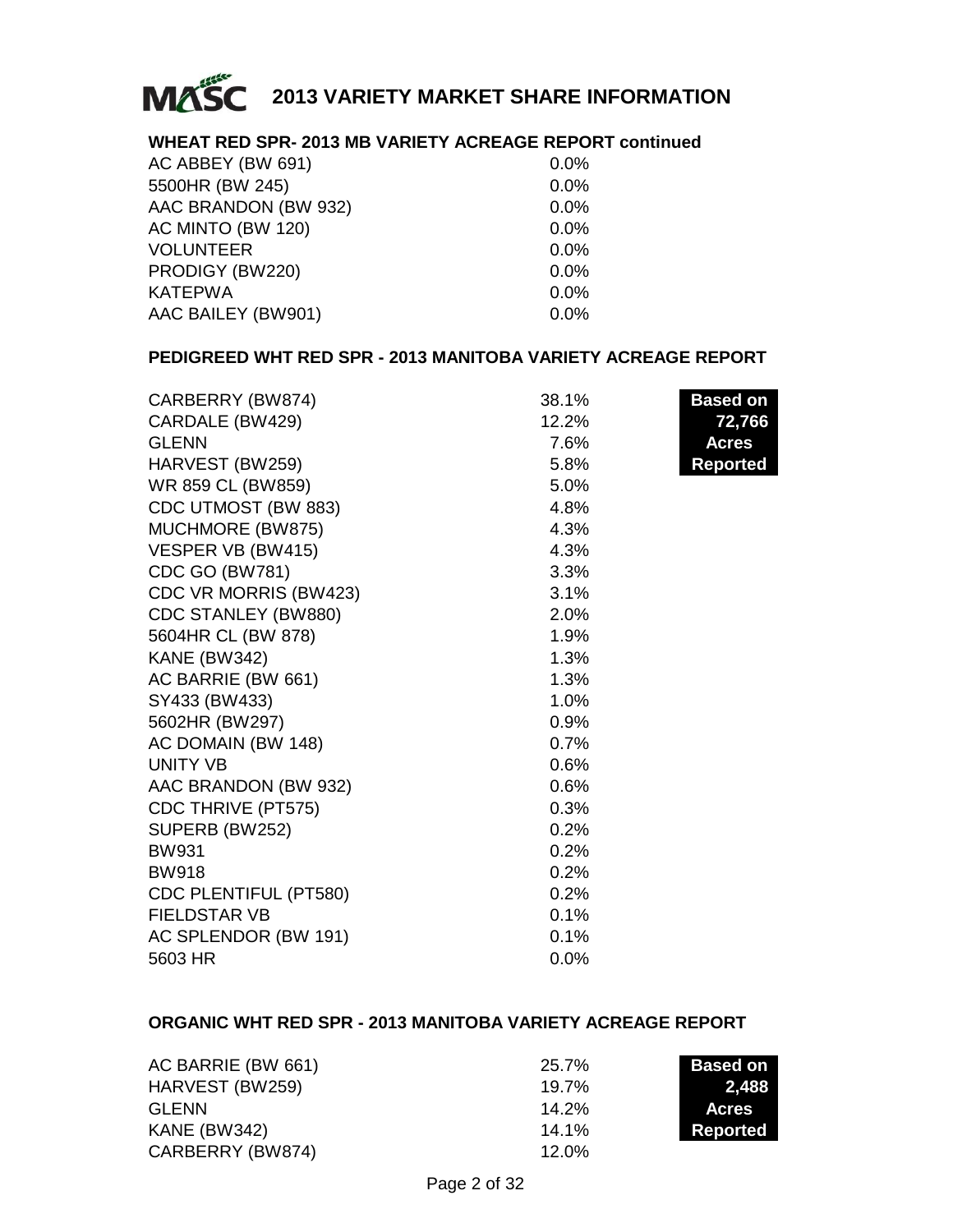## 2013 VARIETY MARKET SHARE INFORMATION

### WHEAT RED SPR- 2013 MB VARIETY ACREAGE REPORT continued

| Variety | Share |
|---|---|
| AC ABBEY (BW 691) | 0.0% |
| 5500HR (BW 245) | 0.0% |
| AAC BRANDON (BW 932) | 0.0% |
| AC MINTO (BW 120) | 0.0% |
| VOLUNTEER | 0.0% |
| PRODIGY (BW220) | 0.0% |
| KATEPWA | 0.0% |
| AAC BAILEY (BW901) | 0.0% |

### PEDIGREED WHT RED SPR - 2013 MANITOBA VARIETY ACREAGE REPORT

**Based on 72,766 Acres Reported**

| Variety | Share |
|---|---|
| CARBERRY (BW874) | 38.1% |
| CARDALE (BW429) | 12.2% |
| GLENN | 7.6% |
| HARVEST (BW259) | 5.8% |
| WR 859 CL (BW859) | 5.0% |
| CDC UTMOST (BW 883) | 4.8% |
| MUCHMORE (BW875) | 4.3% |
| VESPER VB (BW415) | 4.3% |
| CDC GO (BW781) | 3.3% |
| CDC VR MORRIS (BW423) | 3.1% |
| CDC STANLEY (BW880) | 2.0% |
| 5604HR CL (BW 878) | 1.9% |
| KANE (BW342) | 1.3% |
| AC BARRIE (BW 661) | 1.3% |
| SY433 (BW433) | 1.0% |
| 5602HR (BW297) | 0.9% |
| AC DOMAIN (BW 148) | 0.7% |
| UNITY VB | 0.6% |
| AAC BRANDON (BW 932) | 0.6% |
| CDC THRIVE (PT575) | 0.3% |
| SUPERB (BW252) | 0.2% |
| BW931 | 0.2% |
| BW918 | 0.2% |
| CDC PLENTIFUL (PT580) | 0.2% |
| FIELDSTAR VB | 0.1% |
| AC SPLENDOR (BW 191) | 0.1% |
| 5603 HR | 0.0% |

### ORGANIC WHT RED SPR - 2013 MANITOBA VARIETY ACREAGE REPORT

**Based on 2,488 Acres Reported**

| Variety | Share |
|---|---|
| AC BARRIE (BW 661) | 25.7% |
| HARVEST (BW259) | 19.7% |
| GLENN | 14.2% |
| KANE (BW342) | 14.1% |
| CARBERRY (BW874) | 12.0% |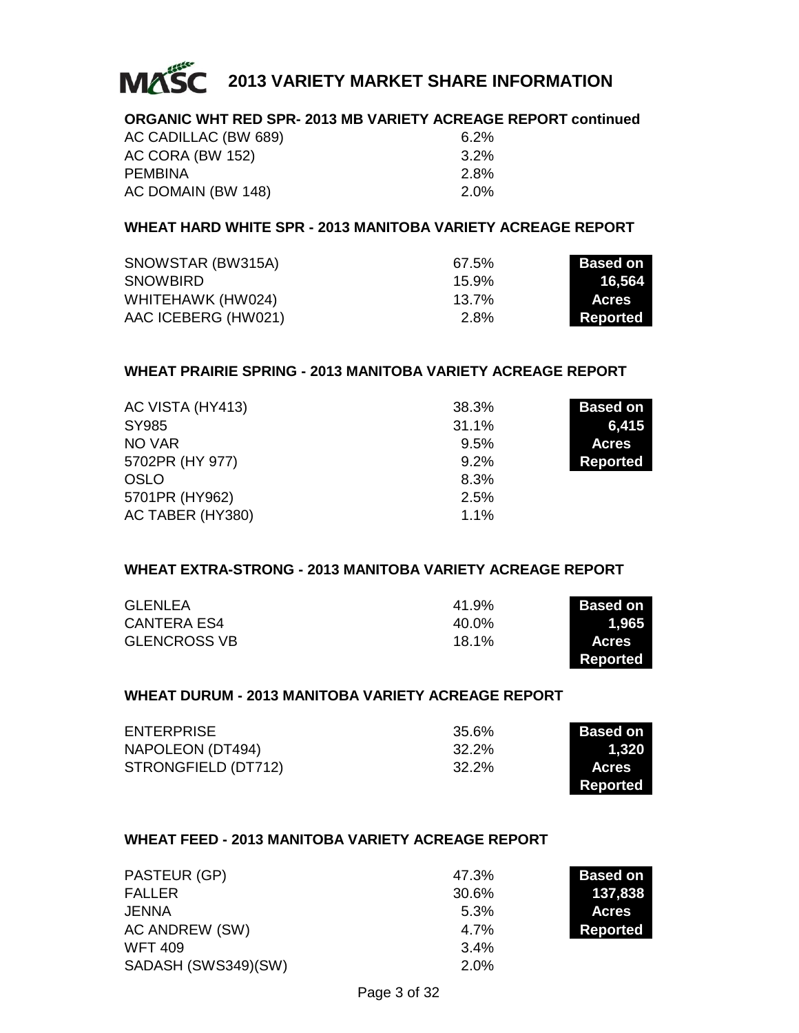# MASC 2013 VARIETY MARKET SHARE INFORMATION

### ORGANIC WHT RED SPR- 2013 MB VARIETY ACREAGE REPORT continued

| | |
|---|---|
| AC CADILLAC (BW 689) | 6.2% |
| AC CORA (BW 152) | 3.2% |
| PEMBINA | 2.8% |
| AC DOMAIN (BW 148) | 2.0% |

### WHEAT HARD WHITE SPR - 2013 MANITOBA VARIETY ACREAGE REPORT

| | | |
|---|---|---|
| SNOWSTAR (BW315A) | 67.5% | **Based on** |
| SNOWBIRD | 15.9% | **16,564** |
| WHITEHAWK (HW024) | 13.7% | **Acres** |
| AAC ICEBERG (HW021) | 2.8% | **Reported** |

### WHEAT PRAIRIE SPRING - 2013 MANITOBA VARIETY ACREAGE REPORT

| | | |
|---|---|---|
| AC VISTA (HY413) | 38.3% | **Based on** |
| SY985 | 31.1% | **6,415** |
| NO VAR | 9.5% | **Acres** |
| 5702PR (HY 977) | 9.2% | **Reported** |
| OSLO | 8.3% | |
| 5701PR (HY962) | 2.5% | |
| AC TABER (HY380) | 1.1% | |

### WHEAT EXTRA-STRONG - 2013 MANITOBA VARIETY ACREAGE REPORT

| | | |
|---|---|---|
| GLENLEA | 41.9% | **Based on** |
| CANTERA ES4 | 40.0% | **1,965** |
| GLENCROSS VB | 18.1% | **Acres** |
| | | **Reported** |

### WHEAT DURUM - 2013 MANITOBA VARIETY ACREAGE REPORT

| | | |
|---|---|---|
| ENTERPRISE | 35.6% | **Based on** |
| NAPOLEON (DT494) | 32.2% | **1,320** |
| STRONGFIELD (DT712) | 32.2% | **Acres** |
| | | **Reported** |

### WHEAT FEED - 2013 MANITOBA VARIETY ACREAGE REPORT

| | | |
|---|---|---|
| PASTEUR (GP) | 47.3% | **Based on** |
| FALLER | 30.6% | **137,838** |
| JENNA | 5.3% | **Acres** |
| AC ANDREW (SW) | 4.7% | **Reported** |
| WFT 409 | 3.4% | |
| SADASH (SWS349)(SW) | 2.0% | |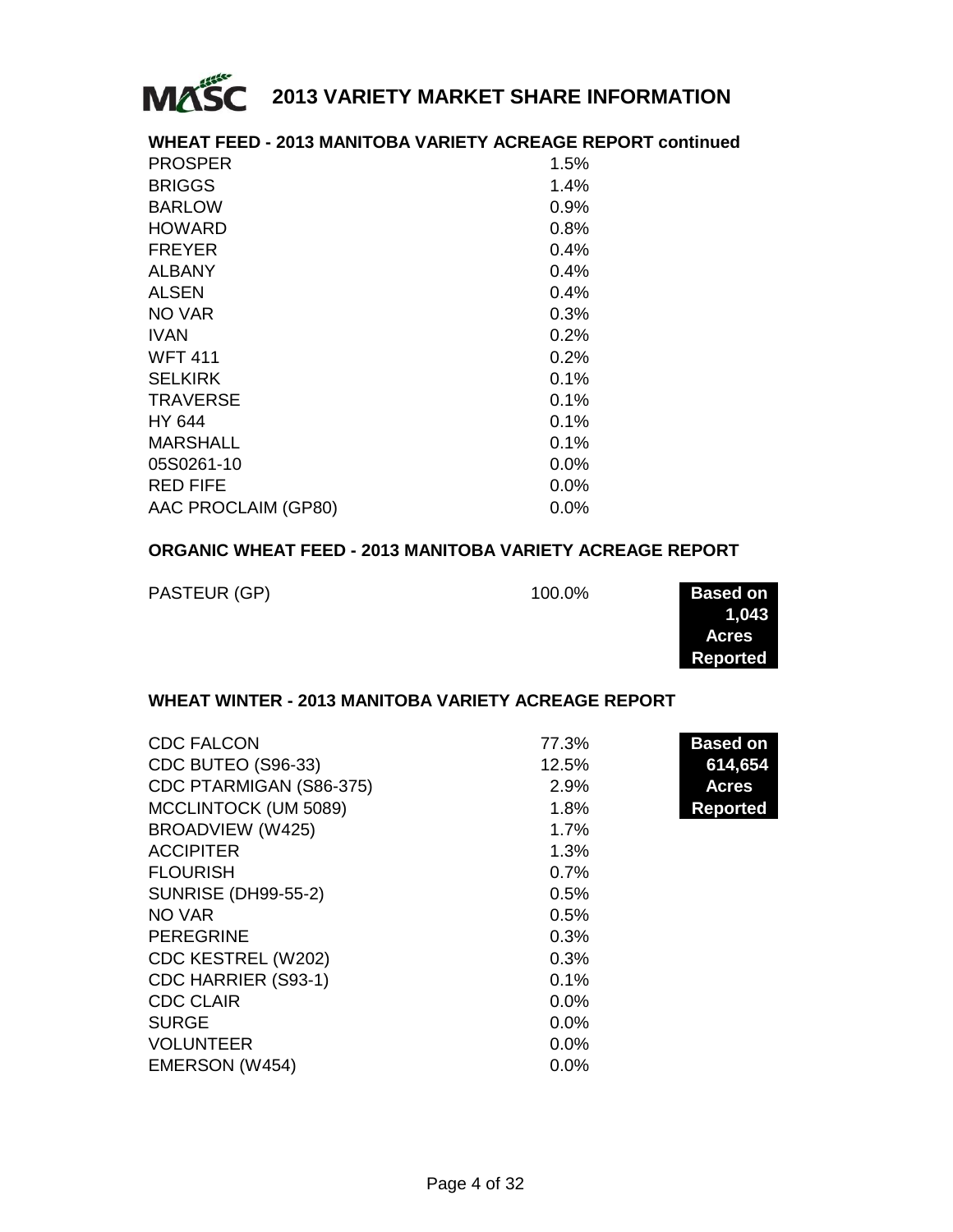# 2013 VARIETY MARKET SHARE INFORMATION

## WHEAT FEED - 2013 MANITOBA VARIETY ACREAGE REPORT continued

| Variety | Share |
|---|---|
| PROSPER | 1.5% |
| BRIGGS | 1.4% |
| BARLOW | 0.9% |
| HOWARD | 0.8% |
| FREYER | 0.4% |
| ALBANY | 0.4% |
| ALSEN | 0.4% |
| NO VAR | 0.3% |
| IVAN | 0.2% |
| WFT 411 | 0.2% |
| SELKIRK | 0.1% |
| TRAVERSE | 0.1% |
| HY 644 | 0.1% |
| MARSHALL | 0.1% |
| 05S0261-10 | 0.0% |
| RED FIFE | 0.0% |
| AAC PROCLAIM (GP80) | 0.0% |

## ORGANIC WHEAT FEED - 2013 MANITOBA VARIETY ACREAGE REPORT

**Based on 1,043 Acres Reported**

| Variety | Share |
|---|---|
| PASTEUR (GP) | 100.0% |

## WHEAT WINTER - 2013 MANITOBA VARIETY ACREAGE REPORT

**Based on 614,654 Acres Reported**

| Variety | Share |
|---|---|
| CDC FALCON | 77.3% |
| CDC BUTEO (S96-33) | 12.5% |
| CDC PTARMIGAN (S86-375) | 2.9% |
| MCCLINTOCK (UM 5089) | 1.8% |
| BROADVIEW (W425) | 1.7% |
| ACCIPITER | 1.3% |
| FLOURISH | 0.7% |
| SUNRISE (DH99-55-2) | 0.5% |
| NO VAR | 0.5% |
| PEREGRINE | 0.3% |
| CDC KESTREL (W202) | 0.3% |
| CDC HARRIER (S93-1) | 0.1% |
| CDC CLAIR | 0.0% |
| SURGE | 0.0% |
| VOLUNTEER | 0.0% |
| EMERSON (W454) | 0.0% |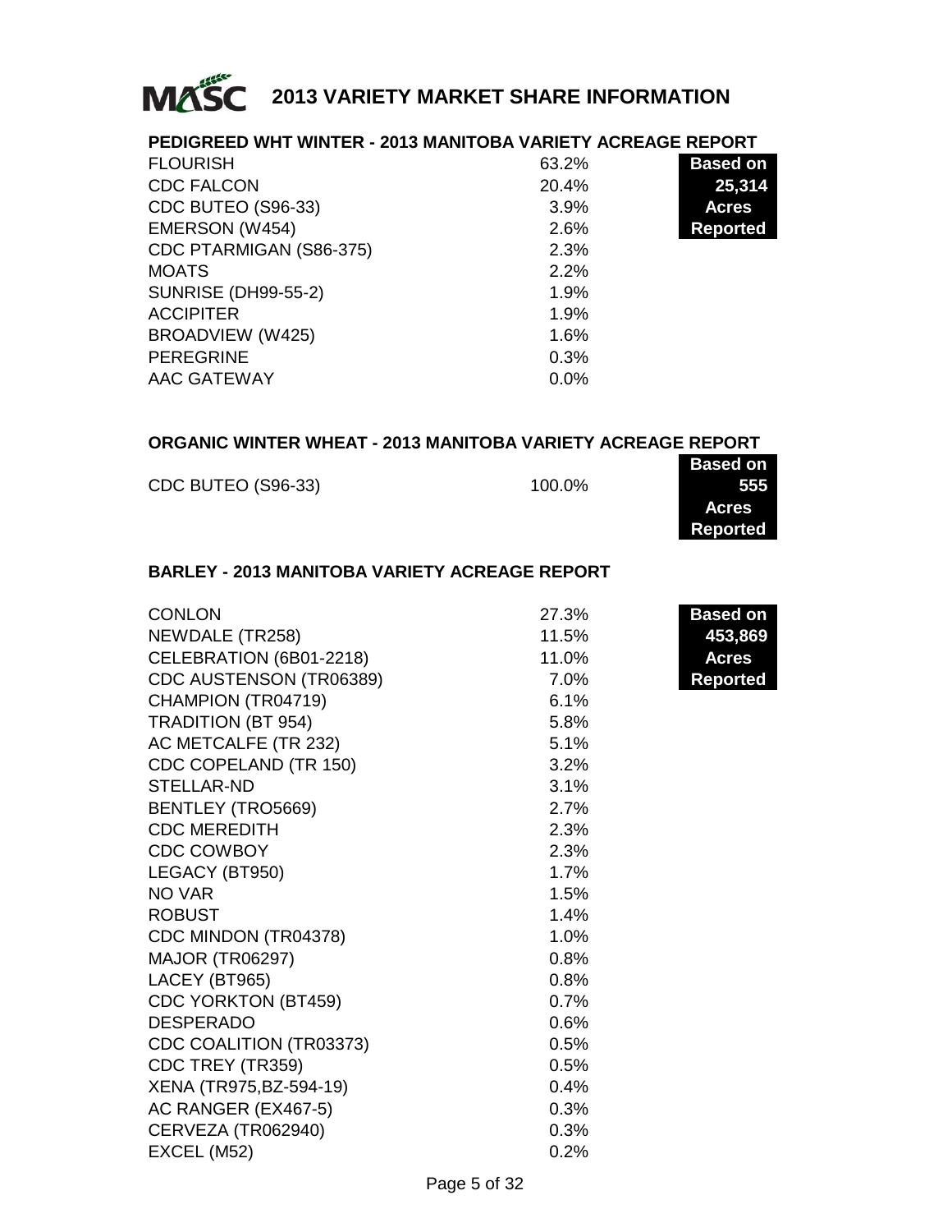# 2013 VARIETY MARKET SHARE INFORMATION

### PEDIGREED WHT WINTER - 2013 MANITOBA VARIETY ACREAGE REPORT

**Based on 25,314 Acres Reported**

| Variety | Share |
|---|---|
| FLOURISH | 63.2% |
| CDC FALCON | 20.4% |
| CDC BUTEO (S96-33) | 3.9% |
| EMERSON (W454) | 2.6% |
| CDC PTARMIGAN (S86-375) | 2.3% |
| MOATS | 2.2% |
| SUNRISE (DH99-55-2) | 1.9% |
| ACCIPITER | 1.9% |
| BROADVIEW (W425) | 1.6% |
| PEREGRINE | 0.3% |
| AAC GATEWAY | 0.0% |

### ORGANIC WINTER WHEAT - 2013 MANITOBA VARIETY ACREAGE REPORT

**Based on 555 Acres Reported**

| Variety | Share |
|---|---|
| CDC BUTEO (S96-33) | 100.0% |

### BARLEY - 2013 MANITOBA VARIETY ACREAGE REPORT

**Based on 453,869 Acres Reported**

| Variety | Share |
|---|---|
| CONLON | 27.3% |
| NEWDALE (TR258) | 11.5% |
| CELEBRATION (6B01-2218) | 11.0% |
| CDC AUSTENSON (TR06389) | 7.0% |
| CHAMPION (TR04719) | 6.1% |
| TRADITION (BT 954) | 5.8% |
| AC METCALFE (TR 232) | 5.1% |
| CDC COPELAND (TR 150) | 3.2% |
| STELLAR-ND | 3.1% |
| BENTLEY (TRO5669) | 2.7% |
| CDC MEREDITH | 2.3% |
| CDC COWBOY | 2.3% |
| LEGACY (BT950) | 1.7% |
| NO VAR | 1.5% |
| ROBUST | 1.4% |
| CDC MINDON (TR04378) | 1.0% |
| MAJOR (TR06297) | 0.8% |
| LACEY (BT965) | 0.8% |
| CDC YORKTON (BT459) | 0.7% |
| DESPERADO | 0.6% |
| CDC COALITION (TR03373) | 0.5% |
| CDC TREY (TR359) | 0.5% |
| XENA (TR975,BZ-594-19) | 0.4% |
| AC RANGER (EX467-5) | 0.3% |
| CERVEZA (TR062940) | 0.3% |
| EXCEL (M52) | 0.2% |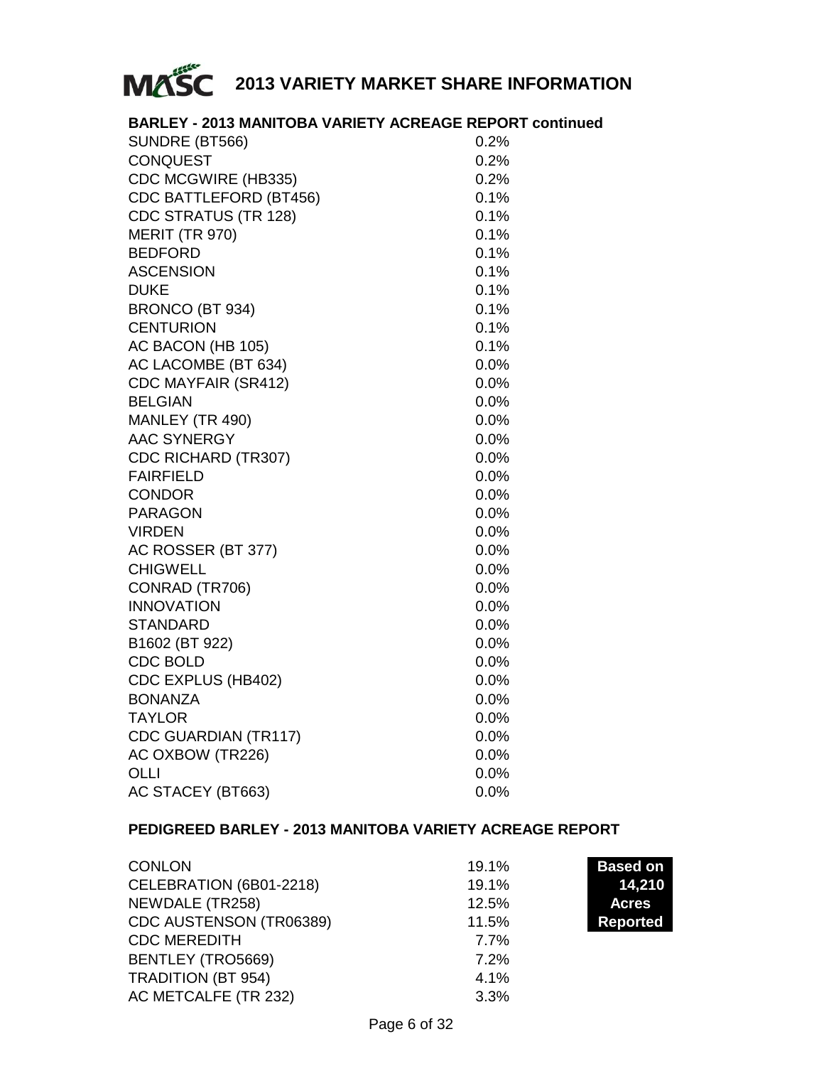# MASC 2013 VARIETY MARKET SHARE INFORMATION

## BARLEY - 2013 MANITOBA VARIETY ACREAGE REPORT continued

| Variety | Share |
|---|---|
| SUNDRE (BT566) | 0.2% |
| CONQUEST | 0.2% |
| CDC MCGWIRE (HB335) | 0.2% |
| CDC BATTLEFORD (BT456) | 0.1% |
| CDC STRATUS (TR 128) | 0.1% |
| MERIT (TR 970) | 0.1% |
| BEDFORD | 0.1% |
| ASCENSION | 0.1% |
| DUKE | 0.1% |
| BRONCO (BT 934) | 0.1% |
| CENTURION | 0.1% |
| AC BACON (HB 105) | 0.1% |
| AC LACOMBE (BT 634) | 0.0% |
| CDC MAYFAIR (SR412) | 0.0% |
| BELGIAN | 0.0% |
| MANLEY (TR 490) | 0.0% |
| AAC SYNERGY | 0.0% |
| CDC RICHARD (TR307) | 0.0% |
| FAIRFIELD | 0.0% |
| CONDOR | 0.0% |
| PARAGON | 0.0% |
| VIRDEN | 0.0% |
| AC ROSSER (BT 377) | 0.0% |
| CHIGWELL | 0.0% |
| CONRAD (TR706) | 0.0% |
| INNOVATION | 0.0% |
| STANDARD | 0.0% |
| B1602 (BT 922) | 0.0% |
| CDC BOLD | 0.0% |
| CDC EXPLUS (HB402) | 0.0% |
| BONANZA | 0.0% |
| TAYLOR | 0.0% |
| CDC GUARDIAN (TR117) | 0.0% |
| AC OXBOW (TR226) | 0.0% |
| OLLI | 0.0% |
| AC STACEY (BT663) | 0.0% |

## PEDIGREED BARLEY - 2013 MANITOBA VARIETY ACREAGE REPORT

**Based on 14,210 Acres Reported**

| Variety | Share |
|---|---|
| CONLON | 19.1% |
| CELEBRATION (6B01-2218) | 19.1% |
| NEWDALE (TR258) | 12.5% |
| CDC AUSTENSON (TR06389) | 11.5% |
| CDC MEREDITH | 7.7% |
| BENTLEY (TRO5669) | 7.2% |
| TRADITION (BT 954) | 4.1% |
| AC METCALFE (TR 232) | 3.3% |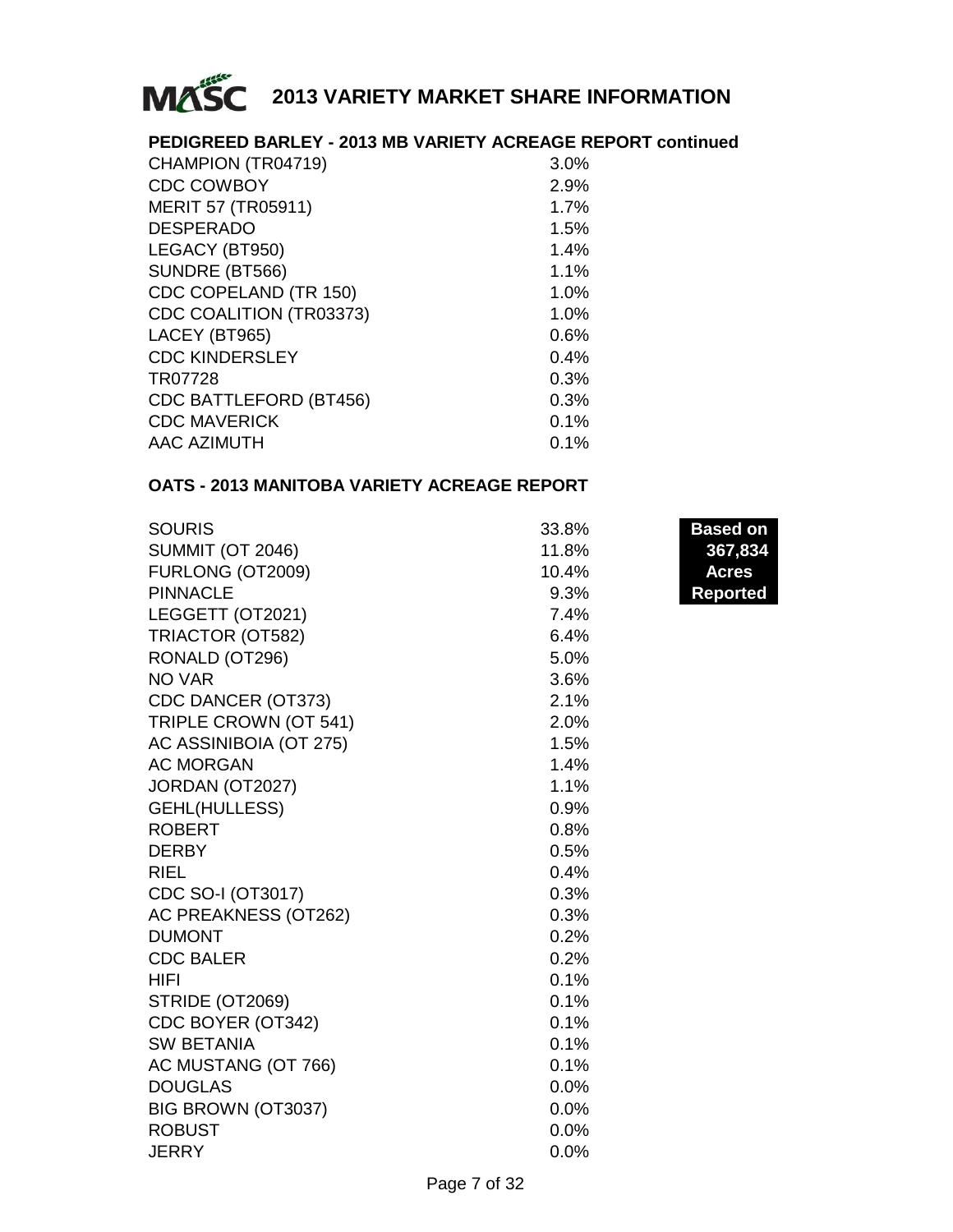# MASC 2013 VARIETY MARKET SHARE INFORMATION

## PEDIGREED BARLEY - 2013 MB VARIETY ACREAGE REPORT continued

| Variety | Share |
|---|---|
| CHAMPION (TR04719) | 3.0% |
| CDC COWBOY | 2.9% |
| MERIT 57 (TR05911) | 1.7% |
| DESPERADO | 1.5% |
| LEGACY (BT950) | 1.4% |
| SUNDRE (BT566) | 1.1% |
| CDC COPELAND (TR 150) | 1.0% |
| CDC COALITION (TR03373) | 1.0% |
| LACEY (BT965) | 0.6% |
| CDC KINDERSLEY | 0.4% |
| TR07728 | 0.3% |
| CDC BATTLEFORD (BT456) | 0.3% |
| CDC MAVERICK | 0.1% |
| AAC AZIMUTH | 0.1% |

## OATS - 2013 MANITOBA VARIETY ACREAGE REPORT

**Based on 367,834 Acres Reported**

| Variety | Share |
|---|---|
| SOURIS | 33.8% |
| SUMMIT (OT 2046) | 11.8% |
| FURLONG (OT2009) | 10.4% |
| PINNACLE | 9.3% |
| LEGGETT (OT2021) | 7.4% |
| TRIACTOR (OT582) | 6.4% |
| RONALD (OT296) | 5.0% |
| NO VAR | 3.6% |
| CDC DANCER (OT373) | 2.1% |
| TRIPLE CROWN (OT 541) | 2.0% |
| AC ASSINIBOIA (OT 275) | 1.5% |
| AC MORGAN | 1.4% |
| JORDAN (OT2027) | 1.1% |
| GEHL(HULLESS) | 0.9% |
| ROBERT | 0.8% |
| DERBY | 0.5% |
| RIEL | 0.4% |
| CDC SO-I (OT3017) | 0.3% |
| AC PREAKNESS (OT262) | 0.3% |
| DUMONT | 0.2% |
| CDC BALER | 0.2% |
| HIFI | 0.1% |
| STRIDE (OT2069) | 0.1% |
| CDC BOYER (OT342) | 0.1% |
| SW BETANIA | 0.1% |
| AC MUSTANG (OT 766) | 0.1% |
| DOUGLAS | 0.0% |
| BIG BROWN (OT3037) | 0.0% |
| ROBUST | 0.0% |
| JERRY | 0.0% |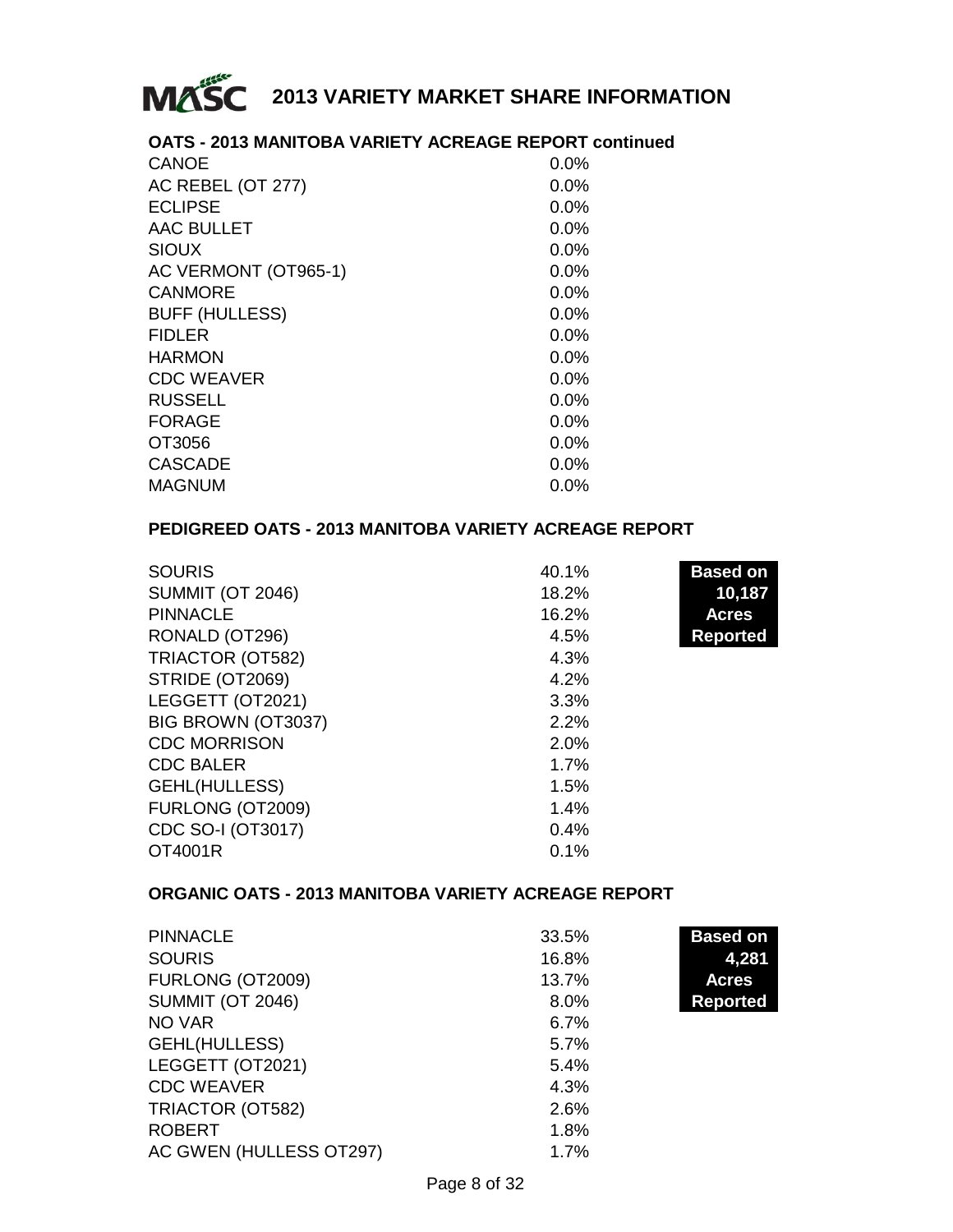# 2013 VARIETY MARKET SHARE INFORMATION

## OATS - 2013 MANITOBA VARIETY ACREAGE REPORT continued

| Variety | Share |
|---|---|
| CANOE | 0.0% |
| AC REBEL (OT 277) | 0.0% |
| ECLIPSE | 0.0% |
| AAC BULLET | 0.0% |
| SIOUX | 0.0% |
| AC VERMONT (OT965-1) | 0.0% |
| CANMORE | 0.0% |
| BUFF (HULLESS) | 0.0% |
| FIDLER | 0.0% |
| HARMON | 0.0% |
| CDC WEAVER | 0.0% |
| RUSSELL | 0.0% |
| FORAGE | 0.0% |
| OT3056 | 0.0% |
| CASCADE | 0.0% |
| MAGNUM | 0.0% |

## PEDIGREED OATS - 2013 MANITOBA VARIETY ACREAGE REPORT

**Based on 10,187 Acres Reported**

| Variety | Share |
|---|---|
| SOURIS | 40.1% |
| SUMMIT (OT 2046) | 18.2% |
| PINNACLE | 16.2% |
| RONALD (OT296) | 4.5% |
| TRIACTOR (OT582) | 4.3% |
| STRIDE (OT2069) | 4.2% |
| LEGGETT (OT2021) | 3.3% |
| BIG BROWN (OT3037) | 2.2% |
| CDC MORRISON | 2.0% |
| CDC BALER | 1.7% |
| GEHL(HULLESS) | 1.5% |
| FURLONG (OT2009) | 1.4% |
| CDC SO-I (OT3017) | 0.4% |
| OT4001R | 0.1% |

## ORGANIC OATS - 2013 MANITOBA VARIETY ACREAGE REPORT

**Based on 4,281 Acres Reported**

| Variety | Share |
|---|---|
| PINNACLE | 33.5% |
| SOURIS | 16.8% |
| FURLONG (OT2009) | 13.7% |
| SUMMIT (OT 2046) | 8.0% |
| NO VAR | 6.7% |
| GEHL(HULLESS) | 5.7% |
| LEGGETT (OT2021) | 5.4% |
| CDC WEAVER | 4.3% |
| TRIACTOR (OT582) | 2.6% |
| ROBERT | 1.8% |
| AC GWEN (HULLESS OT297) | 1.7% |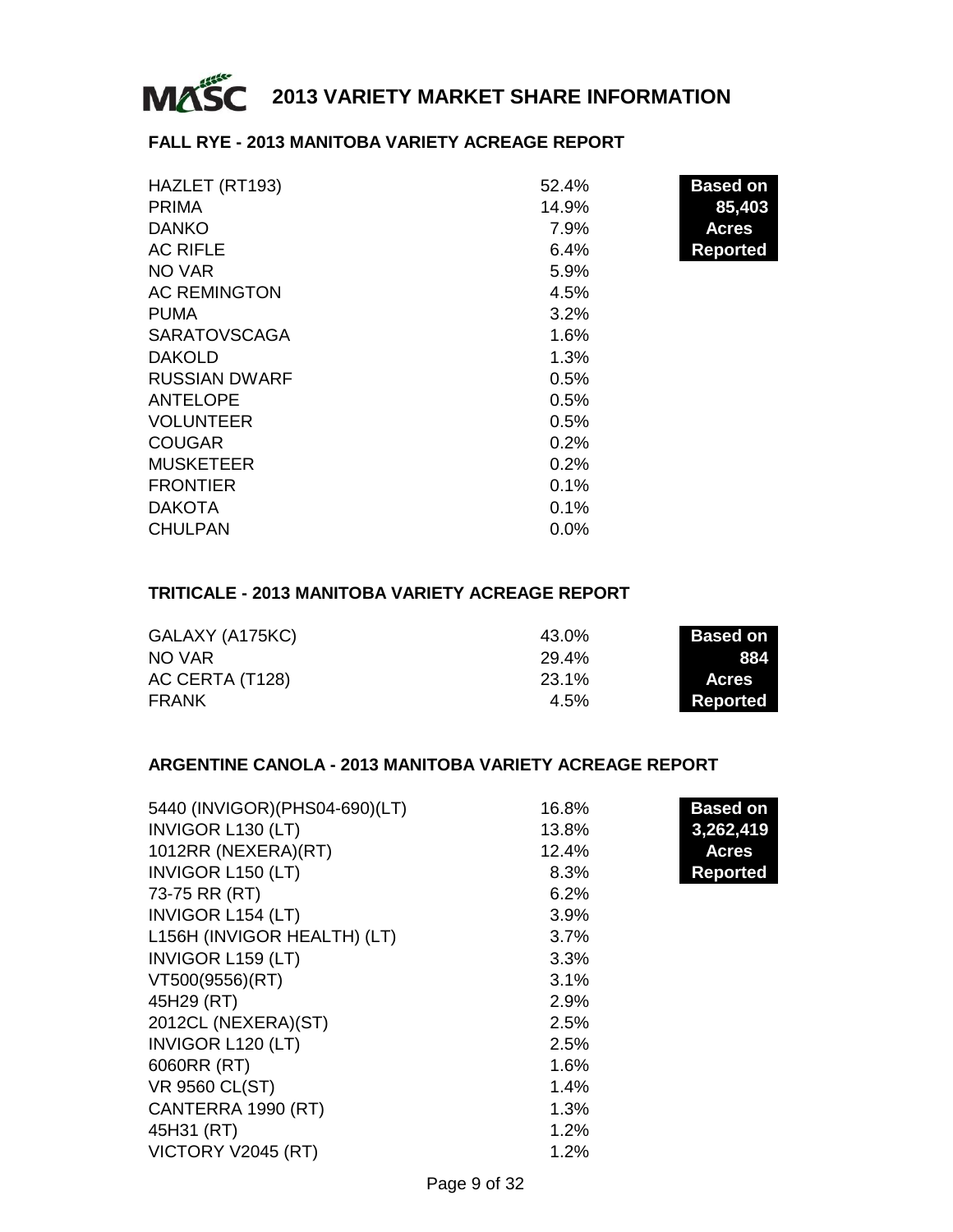# 2013 VARIETY MARKET SHARE INFORMATION

## FALL RYE - 2013 MANITOBA VARIETY ACREAGE REPORT

**Based on 85,403 Acres Reported**

| Variety | Share |
|---|---|
| HAZLET (RT193) | 52.4% |
| PRIMA | 14.9% |
| DANKO | 7.9% |
| AC RIFLE | 6.4% |
| NO VAR | 5.9% |
| AC REMINGTON | 4.5% |
| PUMA | 3.2% |
| SARATOVSCAGA | 1.6% |
| DAKOLD | 1.3% |
| RUSSIAN DWARF | 0.5% |
| ANTELOPE | 0.5% |
| VOLUNTEER | 0.5% |
| COUGAR | 0.2% |
| MUSKETEER | 0.2% |
| FRONTIER | 0.1% |
| DAKOTA | 0.1% |
| CHULPAN | 0.0% |

## TRITICALE - 2013 MANITOBA VARIETY ACREAGE REPORT

**Based on 884 Acres Reported**

| Variety | Share |
|---|---|
| GALAXY (A175KC) | 43.0% |
| NO VAR | 29.4% |
| AC CERTA (T128) | 23.1% |
| FRANK | 4.5% |

## ARGENTINE CANOLA - 2013 MANITOBA VARIETY ACREAGE REPORT

**Based on 3,262,419 Acres Reported**

| Variety | Share |
|---|---|
| 5440 (INVIGOR)(PHS04-690)(LT) | 16.8% |
| INVIGOR L130 (LT) | 13.8% |
| 1012RR (NEXERA)(RT) | 12.4% |
| INVIGOR L150 (LT) | 8.3% |
| 73-75 RR (RT) | 6.2% |
| INVIGOR L154 (LT) | 3.9% |
| L156H (INVIGOR HEALTH) (LT) | 3.7% |
| INVIGOR L159 (LT) | 3.3% |
| VT500(9556)(RT) | 3.1% |
| 45H29 (RT) | 2.9% |
| 2012CL (NEXERA)(ST) | 2.5% |
| INVIGOR L120 (LT) | 2.5% |
| 6060RR (RT) | 1.6% |
| VR 9560 CL(ST) | 1.4% |
| CANTERRA 1990 (RT) | 1.3% |
| 45H31 (RT) | 1.2% |
| VICTORY V2045 (RT) | 1.2% |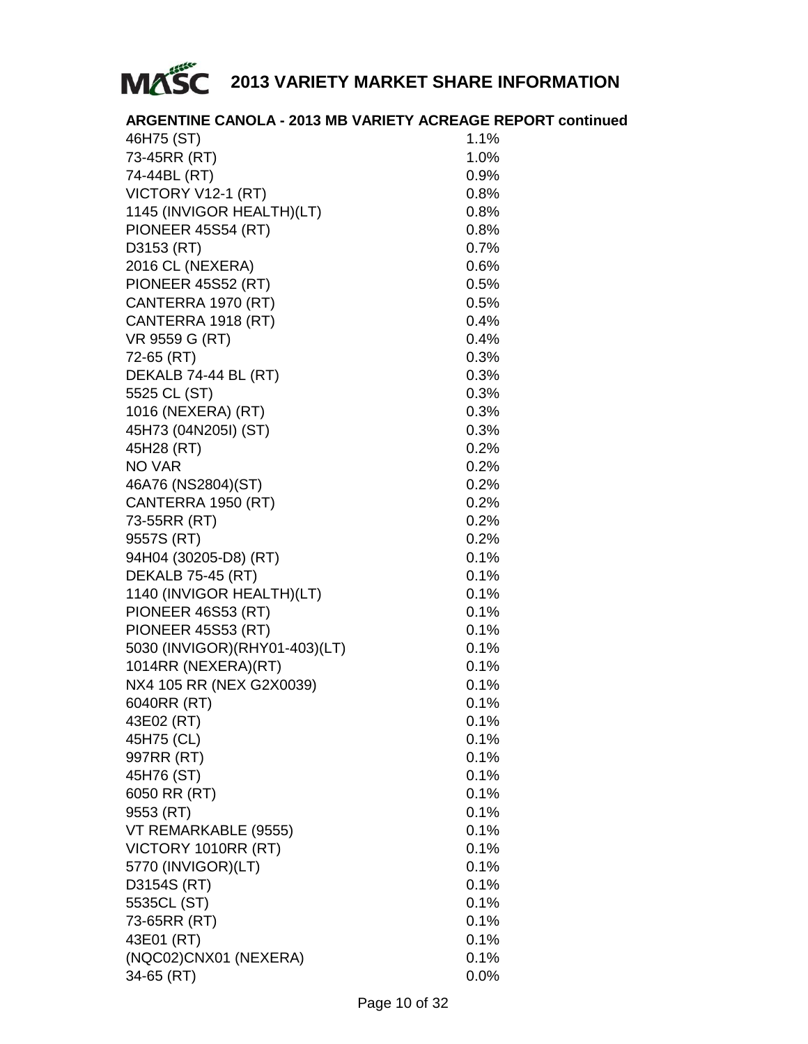# 2013 VARIETY MARKET SHARE INFORMATION

## ARGENTINE CANOLA - 2013 MB VARIETY ACREAGE REPORT continued

| Variety | Share |
|---|---|
| 46H75 (ST) | 1.1% |
| 73-45RR (RT) | 1.0% |
| 74-44BL (RT) | 0.9% |
| VICTORY V12-1 (RT) | 0.8% |
| 1145 (INVIGOR HEALTH)(LT) | 0.8% |
| PIONEER 45S54 (RT) | 0.8% |
| D3153 (RT) | 0.7% |
| 2016 CL (NEXERA) | 0.6% |
| PIONEER 45S52 (RT) | 0.5% |
| CANTERRA 1970 (RT) | 0.5% |
| CANTERRA 1918 (RT) | 0.4% |
| VR 9559 G (RT) | 0.4% |
| 72-65 (RT) | 0.3% |
| DEKALB 74-44 BL (RT) | 0.3% |
| 5525 CL (ST) | 0.3% |
| 1016 (NEXERA) (RT) | 0.3% |
| 45H73 (04N205I) (ST) | 0.3% |
| 45H28 (RT) | 0.2% |
| NO VAR | 0.2% |
| 46A76 (NS2804)(ST) | 0.2% |
| CANTERRA 1950 (RT) | 0.2% |
| 73-55RR (RT) | 0.2% |
| 9557S (RT) | 0.2% |
| 94H04 (30205-D8) (RT) | 0.1% |
| DEKALB 75-45 (RT) | 0.1% |
| 1140 (INVIGOR HEALTH)(LT) | 0.1% |
| PIONEER 46S53 (RT) | 0.1% |
| PIONEER 45S53 (RT) | 0.1% |
| 5030 (INVIGOR)(RHY01-403)(LT) | 0.1% |
| 1014RR (NEXERA)(RT) | 0.1% |
| NX4 105 RR (NEX G2X0039) | 0.1% |
| 6040RR (RT) | 0.1% |
| 43E02 (RT) | 0.1% |
| 45H75 (CL) | 0.1% |
| 997RR (RT) | 0.1% |
| 45H76 (ST) | 0.1% |
| 6050 RR (RT) | 0.1% |
| 9553 (RT) | 0.1% |
| VT REMARKABLE (9555) | 0.1% |
| VICTORY 1010RR (RT) | 0.1% |
| 5770 (INVIGOR)(LT) | 0.1% |
| D3154S (RT) | 0.1% |
| 5535CL (ST) | 0.1% |
| 73-65RR (RT) | 0.1% |
| 43E01 (RT) | 0.1% |
| (NQC02)CNX01 (NEXERA) | 0.1% |
| 34-65 (RT) | 0.0% |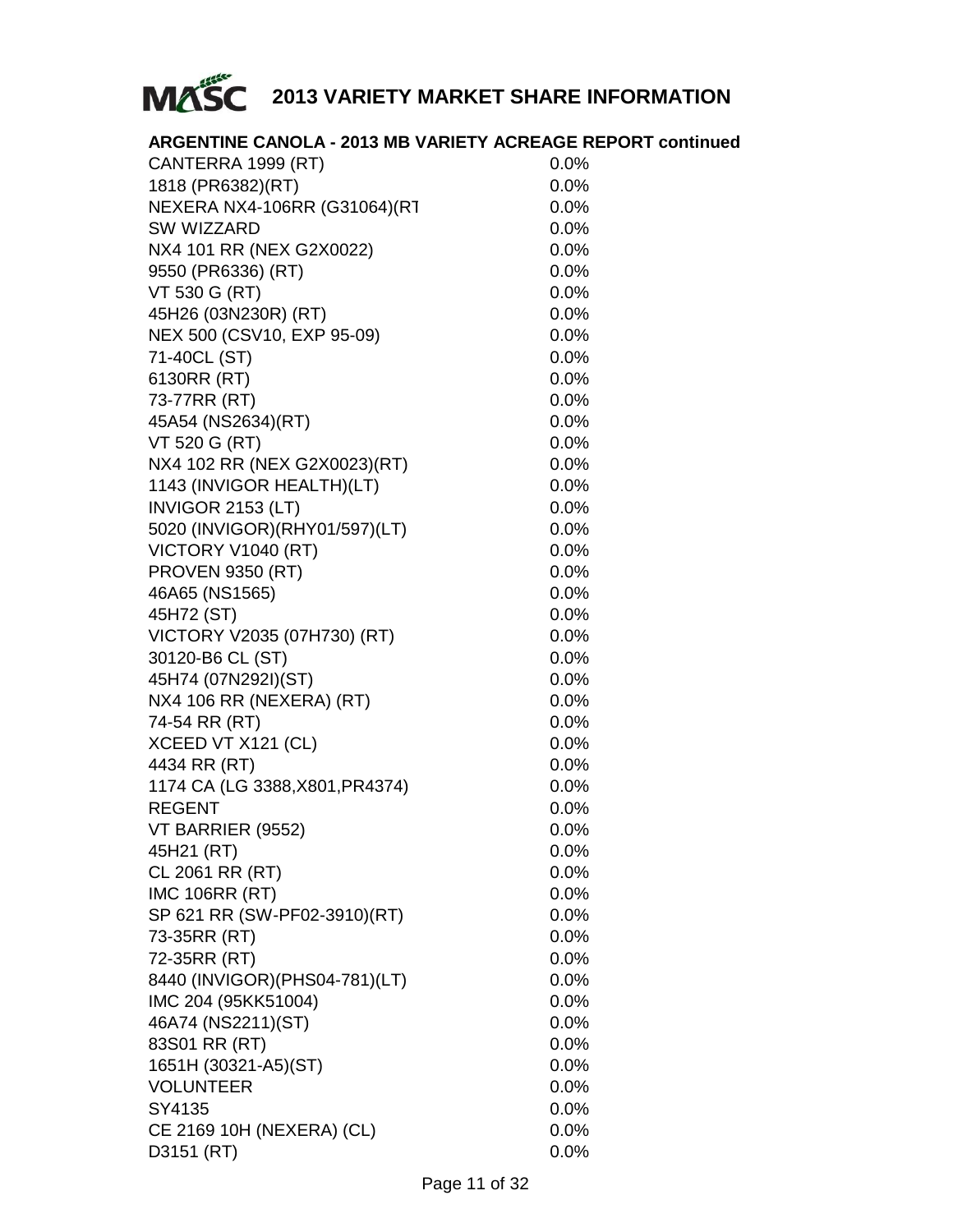# 2013 VARIETY MARKET SHARE INFORMATION

## ARGENTINE CANOLA - 2013 MB VARIETY ACREAGE REPORT continued

| | |
|---|---|
| CANTERRA 1999 (RT) | 0.0% |
| 1818 (PR6382)(RT) | 0.0% |
| NEXERA NX4-106RR (G31064)(RT | 0.0% |
| SW WIZZARD | 0.0% |
| NX4 101 RR (NEX G2X0022) | 0.0% |
| 9550 (PR6336) (RT) | 0.0% |
| VT 530 G (RT) | 0.0% |
| 45H26 (03N230R) (RT) | 0.0% |
| NEX 500 (CSV10, EXP 95-09) | 0.0% |
| 71-40CL (ST) | 0.0% |
| 6130RR (RT) | 0.0% |
| 73-77RR (RT) | 0.0% |
| 45A54 (NS2634)(RT) | 0.0% |
| VT 520 G (RT) | 0.0% |
| NX4 102 RR (NEX G2X0023)(RT) | 0.0% |
| 1143 (INVIGOR HEALTH)(LT) | 0.0% |
| INVIGOR 2153 (LT) | 0.0% |
| 5020 (INVIGOR)(RHY01/597)(LT) | 0.0% |
| VICTORY V1040 (RT) | 0.0% |
| PROVEN 9350 (RT) | 0.0% |
| 46A65 (NS1565) | 0.0% |
| 45H72 (ST) | 0.0% |
| VICTORY V2035 (07H730) (RT) | 0.0% |
| 30120-B6 CL (ST) | 0.0% |
| 45H74 (07N292I)(ST) | 0.0% |
| NX4 106 RR (NEXERA) (RT) | 0.0% |
| 74-54 RR (RT) | 0.0% |
| XCEED VT X121 (CL) | 0.0% |
| 4434 RR (RT) | 0.0% |
| 1174 CA (LG 3388,X801,PR4374) | 0.0% |
| REGENT | 0.0% |
| VT BARRIER (9552) | 0.0% |
| 45H21 (RT) | 0.0% |
| CL 2061 RR (RT) | 0.0% |
| IMC 106RR (RT) | 0.0% |
| SP 621 RR (SW-PF02-3910)(RT) | 0.0% |
| 73-35RR (RT) | 0.0% |
| 72-35RR (RT) | 0.0% |
| 8440 (INVIGOR)(PHS04-781)(LT) | 0.0% |
| IMC 204 (95KK51004) | 0.0% |
| 46A74 (NS2211)(ST) | 0.0% |
| 83S01 RR (RT) | 0.0% |
| 1651H (30321-A5)(ST) | 0.0% |
| VOLUNTEER | 0.0% |
| SY4135 | 0.0% |
| CE 2169 10H (NEXERA) (CL) | 0.0% |
| D3151 (RT) | 0.0% |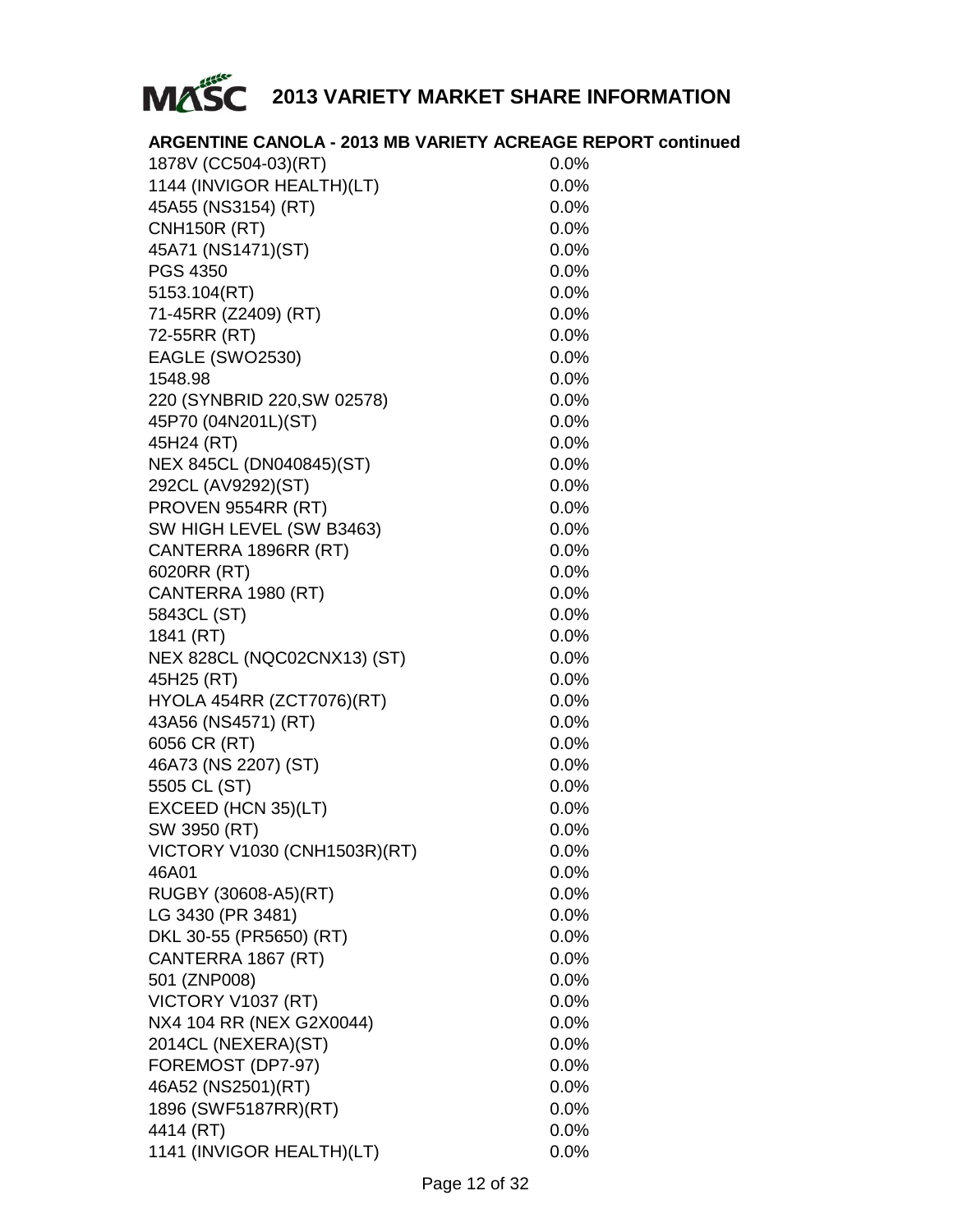# 2013 VARIETY MARKET SHARE INFORMATION

**ARGENTINE CANOLA - 2013 MB VARIETY ACREAGE REPORT continued**

| Variety | Share |
|---|---|
| 1878V (CC504-03)(RT) | 0.0% |
| 1144 (INVIGOR HEALTH)(LT) | 0.0% |
| 45A55 (NS3154) (RT) | 0.0% |
| CNH150R (RT) | 0.0% |
| 45A71 (NS1471)(ST) | 0.0% |
| PGS 4350 | 0.0% |
| 5153.104(RT) | 0.0% |
| 71-45RR (Z2409) (RT) | 0.0% |
| 72-55RR (RT) | 0.0% |
| EAGLE (SWO2530) | 0.0% |
| 1548.98 | 0.0% |
| 220 (SYNBRID 220,SW 02578) | 0.0% |
| 45P70 (04N201L)(ST) | 0.0% |
| 45H24 (RT) | 0.0% |
| NEX 845CL (DN040845)(ST) | 0.0% |
| 292CL (AV9292)(ST) | 0.0% |
| PROVEN 9554RR (RT) | 0.0% |
| SW HIGH LEVEL (SW B3463) | 0.0% |
| CANTERRA 1896RR (RT) | 0.0% |
| 6020RR (RT) | 0.0% |
| CANTERRA 1980 (RT) | 0.0% |
| 5843CL (ST) | 0.0% |
| 1841 (RT) | 0.0% |
| NEX 828CL (NQC02CNX13) (ST) | 0.0% |
| 45H25 (RT) | 0.0% |
| HYOLA 454RR (ZCT7076)(RT) | 0.0% |
| 43A56 (NS4571) (RT) | 0.0% |
| 6056 CR (RT) | 0.0% |
| 46A73 (NS 2207) (ST) | 0.0% |
| 5505 CL (ST) | 0.0% |
| EXCEED (HCN 35)(LT) | 0.0% |
| SW 3950 (RT) | 0.0% |
| VICTORY V1030 (CNH1503R)(RT) | 0.0% |
| 46A01 | 0.0% |
| RUGBY (30608-A5)(RT) | 0.0% |
| LG 3430 (PR 3481) | 0.0% |
| DKL 30-55 (PR5650) (RT) | 0.0% |
| CANTERRA 1867 (RT) | 0.0% |
| 501 (ZNP008) | 0.0% |
| VICTORY V1037 (RT) | 0.0% |
| NX4 104 RR (NEX G2X0044) | 0.0% |
| 2014CL (NEXERA)(ST) | 0.0% |
| FOREMOST (DP7-97) | 0.0% |
| 46A52 (NS2501)(RT) | 0.0% |
| 1896 (SWF5187RR)(RT) | 0.0% |
| 4414 (RT) | 0.0% |
| 1141 (INVIGOR HEALTH)(LT) | 0.0% |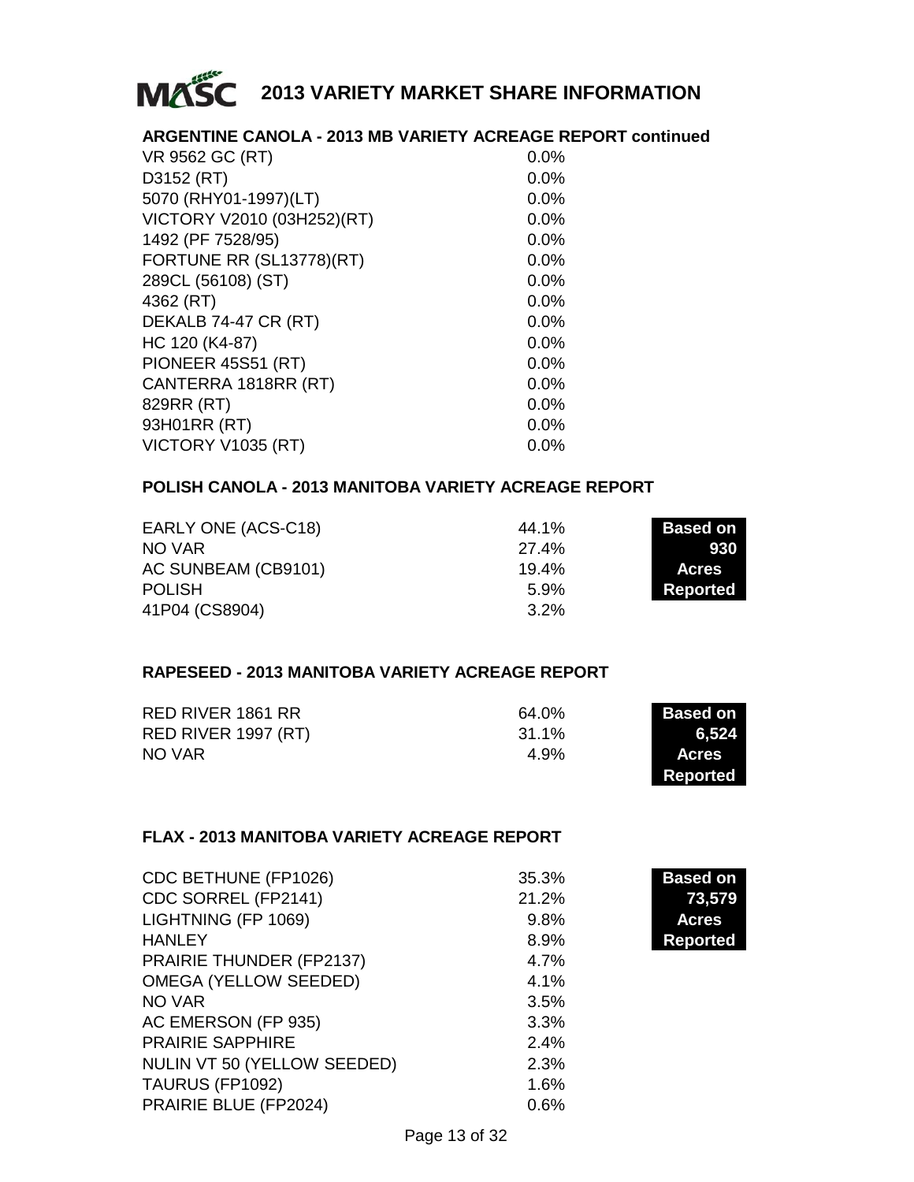# 2013 VARIETY MARKET SHARE INFORMATION

## ARGENTINE CANOLA - 2013 MB VARIETY ACREAGE REPORT continued

| Variety | Share |
|---|---|
| VR 9562 GC (RT) | 0.0% |
| D3152 (RT) | 0.0% |
| 5070 (RHY01-1997)(LT) | 0.0% |
| VICTORY V2010 (03H252)(RT) | 0.0% |
| 1492 (PF 7528/95) | 0.0% |
| FORTUNE RR (SL13778)(RT) | 0.0% |
| 289CL (56108) (ST) | 0.0% |
| 4362 (RT) | 0.0% |
| DEKALB 74-47 CR (RT) | 0.0% |
| HC 120 (K4-87) | 0.0% |
| PIONEER 45S51 (RT) | 0.0% |
| CANTERRA 1818RR (RT) | 0.0% |
| 829RR (RT) | 0.0% |
| 93H01RR (RT) | 0.0% |
| VICTORY V1035 (RT) | 0.0% |

## POLISH CANOLA - 2013 MANITOBA VARIETY ACREAGE REPORT

**Based on 930 Acres Reported**

| Variety | Share |
|---|---|
| EARLY ONE (ACS-C18) | 44.1% |
| NO VAR | 27.4% |
| AC SUNBEAM (CB9101) | 19.4% |
| POLISH | 5.9% |
| 41P04 (CS8904) | 3.2% |

## RAPESEED - 2013 MANITOBA VARIETY ACREAGE REPORT

**Based on 6,524 Acres Reported**

| Variety | Share |
|---|---|
| RED RIVER 1861 RR | 64.0% |
| RED RIVER 1997 (RT) | 31.1% |
| NO VAR | 4.9% |

## FLAX - 2013 MANITOBA VARIETY ACREAGE REPORT

**Based on 73,579 Acres Reported**

| Variety | Share |
|---|---|
| CDC BETHUNE (FP1026) | 35.3% |
| CDC SORREL (FP2141) | 21.2% |
| LIGHTNING (FP 1069) | 9.8% |
| HANLEY | 8.9% |
| PRAIRIE THUNDER (FP2137) | 4.7% |
| OMEGA (YELLOW SEEDED) | 4.1% |
| NO VAR | 3.5% |
| AC EMERSON (FP 935) | 3.3% |
| PRAIRIE SAPPHIRE | 2.4% |
| NULIN VT 50 (YELLOW SEEDED) | 2.3% |
| TAURUS (FP1092) | 1.6% |
| PRAIRIE BLUE (FP2024) | 0.6% |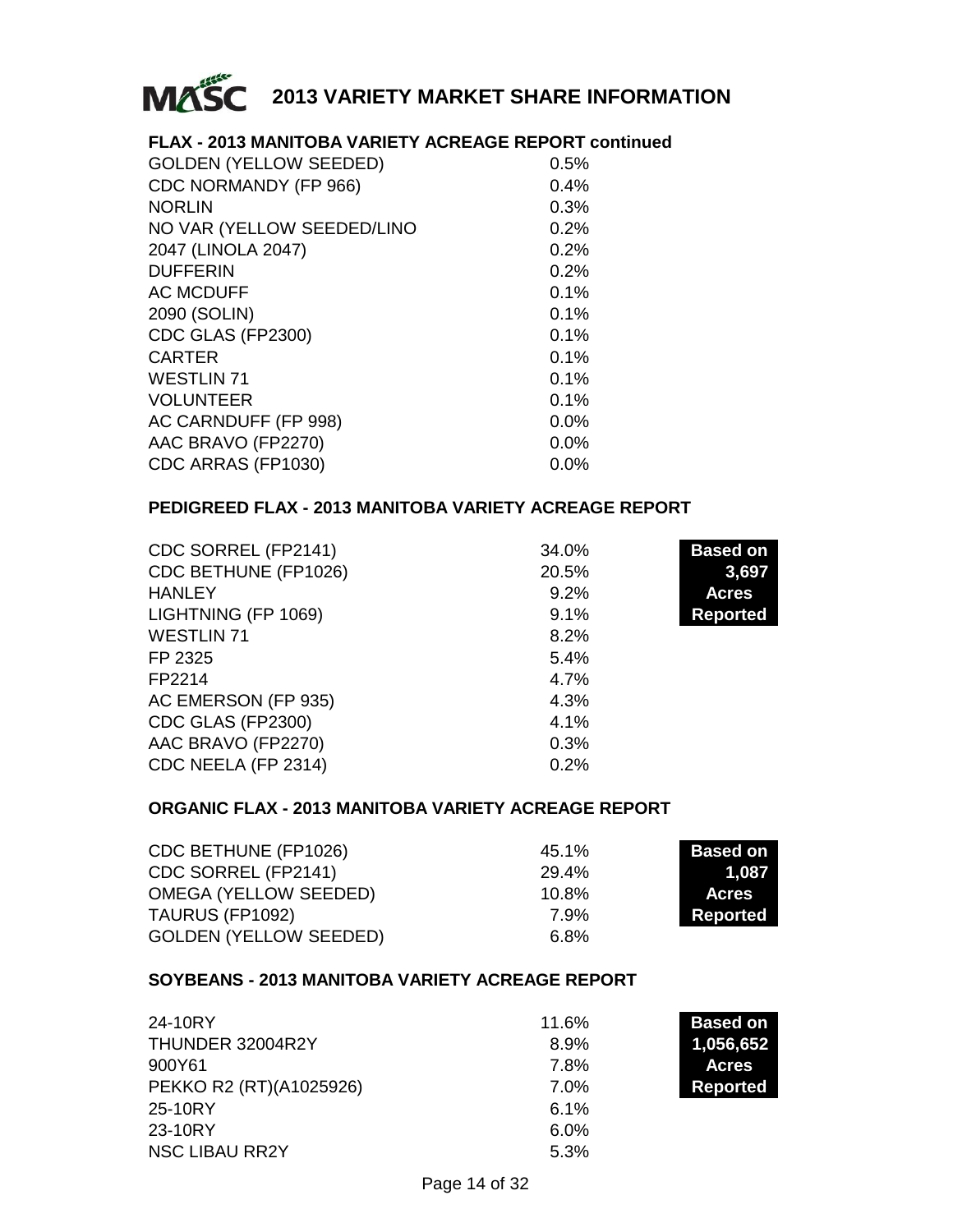# 2013 VARIETY MARKET SHARE INFORMATION

## FLAX - 2013 MANITOBA VARIETY ACREAGE REPORT continued

| Variety | Share |
|---|---|
| GOLDEN (YELLOW SEEDED) | 0.5% |
| CDC NORMANDY (FP 966) | 0.4% |
| NORLIN | 0.3% |
| NO VAR (YELLOW SEEDED/LINO | 0.2% |
| 2047 (LINOLA 2047) | 0.2% |
| DUFFERIN | 0.2% |
| AC MCDUFF | 0.1% |
| 2090 (SOLIN) | 0.1% |
| CDC GLAS (FP2300) | 0.1% |
| CARTER | 0.1% |
| WESTLIN 71 | 0.1% |
| VOLUNTEER | 0.1% |
| AC CARNDUFF (FP 998) | 0.0% |
| AAC BRAVO (FP2270) | 0.0% |
| CDC ARRAS (FP1030) | 0.0% |

## PEDIGREED FLAX - 2013 MANITOBA VARIETY ACREAGE REPORT

**Based on 3,697 Acres Reported**

| Variety | Share |
|---|---|
| CDC SORREL (FP2141) | 34.0% |
| CDC BETHUNE (FP1026) | 20.5% |
| HANLEY | 9.2% |
| LIGHTNING (FP 1069) | 9.1% |
| WESTLIN 71 | 8.2% |
| FP 2325 | 5.4% |
| FP2214 | 4.7% |
| AC EMERSON (FP 935) | 4.3% |
| CDC GLAS (FP2300) | 4.1% |
| AAC BRAVO (FP2270) | 0.3% |
| CDC NEELA (FP 2314) | 0.2% |

## ORGANIC FLAX - 2013 MANITOBA VARIETY ACREAGE REPORT

**Based on 1,087 Acres Reported**

| Variety | Share |
|---|---|
| CDC BETHUNE (FP1026) | 45.1% |
| CDC SORREL (FP2141) | 29.4% |
| OMEGA (YELLOW SEEDED) | 10.8% |
| TAURUS (FP1092) | 7.9% |
| GOLDEN (YELLOW SEEDED) | 6.8% |

## SOYBEANS - 2013 MANITOBA VARIETY ACREAGE REPORT

**Based on 1,056,652 Acres Reported**

| Variety | Share |
|---|---|
| 24-10RY | 11.6% |
| THUNDER 32004R2Y | 8.9% |
| 900Y61 | 7.8% |
| PEKKO R2 (RT)(A1025926) | 7.0% |
| 25-10RY | 6.1% |
| 23-10RY | 6.0% |
| NSC LIBAU RR2Y | 5.3% |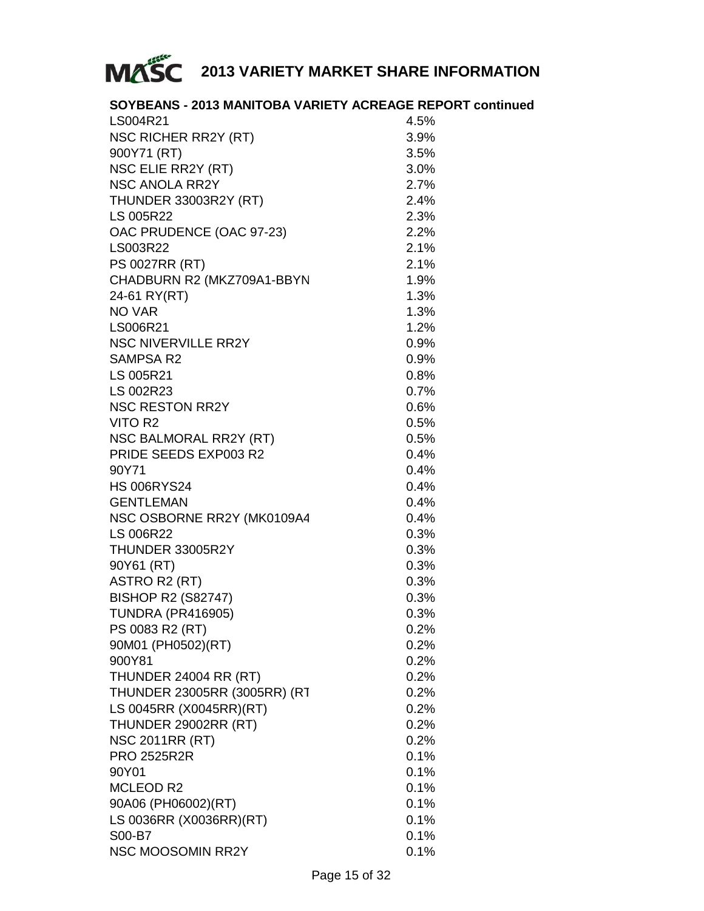# 2013 VARIETY MARKET SHARE INFORMATION

## SOYBEANS - 2013 MANITOBA VARIETY ACREAGE REPORT continued

| Variety | Share |
|---|---|
| LS004R21 | 4.5% |
| NSC RICHER RR2Y (RT) | 3.9% |
| 900Y71 (RT) | 3.5% |
| NSC ELIE RR2Y (RT) | 3.0% |
| NSC ANOLA RR2Y | 2.7% |
| THUNDER 33003R2Y (RT) | 2.4% |
| LS 005R22 | 2.3% |
| OAC PRUDENCE (OAC 97-23) | 2.2% |
| LS003R22 | 2.1% |
| PS 0027RR (RT) | 2.1% |
| CHADBURN R2 (MKZ709A1-BBYN | 1.9% |
| 24-61 RY(RT) | 1.3% |
| NO VAR | 1.3% |
| LS006R21 | 1.2% |
| NSC NIVERVILLE RR2Y | 0.9% |
| SAMPSA R2 | 0.9% |
| LS 005R21 | 0.8% |
| LS 002R23 | 0.7% |
| NSC RESTON RR2Y | 0.6% |
| VITO R2 | 0.5% |
| NSC BALMORAL RR2Y (RT) | 0.5% |
| PRIDE SEEDS EXP003 R2 | 0.4% |
| 90Y71 | 0.4% |
| HS 006RYS24 | 0.4% |
| GENTLEMAN | 0.4% |
| NSC OSBORNE RR2Y (MK0109A4 | 0.4% |
| LS 006R22 | 0.3% |
| THUNDER 33005R2Y | 0.3% |
| 90Y61 (RT) | 0.3% |
| ASTRO R2 (RT) | 0.3% |
| BISHOP R2 (S82747) | 0.3% |
| TUNDRA (PR416905) | 0.3% |
| PS 0083 R2 (RT) | 0.2% |
| 90M01 (PH0502)(RT) | 0.2% |
| 900Y81 | 0.2% |
| THUNDER 24004 RR (RT) | 0.2% |
| THUNDER 23005RR (3005RR) (RT | 0.2% |
| LS 0045RR (X0045RR)(RT) | 0.2% |
| THUNDER 29002RR (RT) | 0.2% |
| NSC 2011RR (RT) | 0.2% |
| PRO 2525R2R | 0.1% |
| 90Y01 | 0.1% |
| MCLEOD R2 | 0.1% |
| 90A06 (PH06002)(RT) | 0.1% |
| LS 0036RR (X0036RR)(RT) | 0.1% |
| S00-B7 | 0.1% |
| NSC MOOSOMIN RR2Y | 0.1% |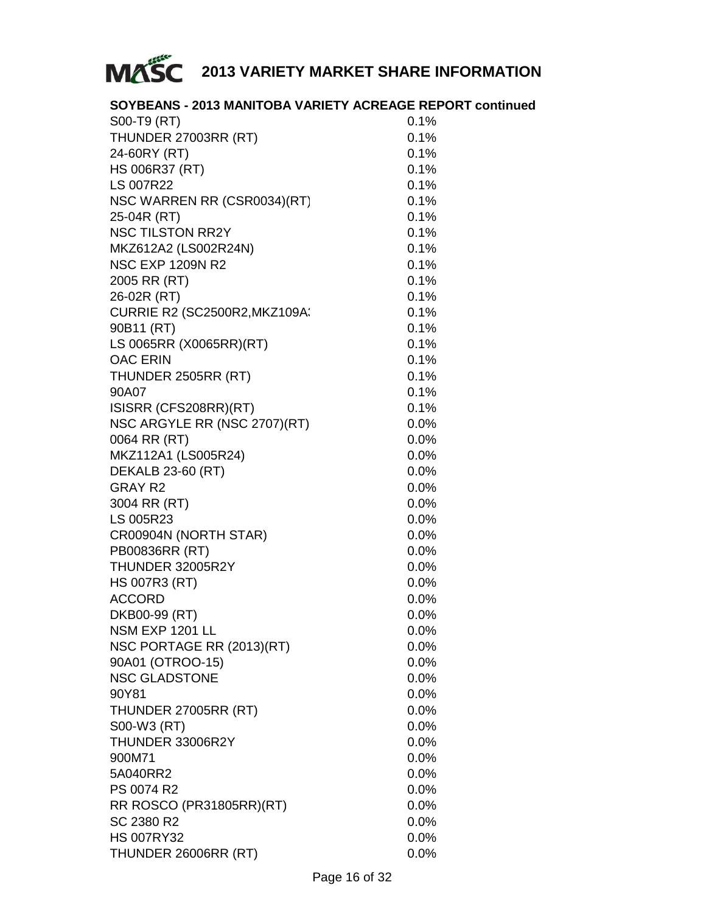# 2013 VARIETY MARKET SHARE INFORMATION

## SOYBEANS - 2013 MANITOBA VARIETY ACREAGE REPORT continued

| Variety | Share |
|---|---|
| S00-T9 (RT) | 0.1% |
| THUNDER 27003RR (RT) | 0.1% |
| 24-60RY (RT) | 0.1% |
| HS 006R37 (RT) | 0.1% |
| LS 007R22 | 0.1% |
| NSC WARREN RR (CSR0034)(RT) | 0.1% |
| 25-04R (RT) | 0.1% |
| NSC TILSTON RR2Y | 0.1% |
| MKZ612A2 (LS002R24N) | 0.1% |
| NSC EXP 1209N R2 | 0.1% |
| 2005 RR (RT) | 0.1% |
| 26-02R (RT) | 0.1% |
| CURRIE R2 (SC2500R2,MKZ109A: | 0.1% |
| 90B11 (RT) | 0.1% |
| LS 0065RR (X0065RR)(RT) | 0.1% |
| OAC ERIN | 0.1% |
| THUNDER 2505RR (RT) | 0.1% |
| 90A07 | 0.1% |
| ISISRR (CFS208RR)(RT) | 0.1% |
| NSC ARGYLE RR (NSC 2707)(RT) | 0.0% |
| 0064 RR (RT) | 0.0% |
| MKZ112A1 (LS005R24) | 0.0% |
| DEKALB 23-60 (RT) | 0.0% |
| GRAY R2 | 0.0% |
| 3004 RR (RT) | 0.0% |
| LS 005R23 | 0.0% |
| CR00904N (NORTH STAR) | 0.0% |
| PB00836RR (RT) | 0.0% |
| THUNDER 32005R2Y | 0.0% |
| HS 007R3 (RT) | 0.0% |
| ACCORD | 0.0% |
| DKB00-99 (RT) | 0.0% |
| NSM EXP 1201 LL | 0.0% |
| NSC PORTAGE RR (2013)(RT) | 0.0% |
| 90A01 (OTROO-15) | 0.0% |
| NSC GLADSTONE | 0.0% |
| 90Y81 | 0.0% |
| THUNDER 27005RR (RT) | 0.0% |
| S00-W3 (RT) | 0.0% |
| THUNDER 33006R2Y | 0.0% |
| 900M71 | 0.0% |
| 5A040RR2 | 0.0% |
| PS 0074 R2 | 0.0% |
| RR ROSCO (PR31805RR)(RT) | 0.0% |
| SC 2380 R2 | 0.0% |
| HS 007RY32 | 0.0% |
| THUNDER 26006RR (RT) | 0.0% |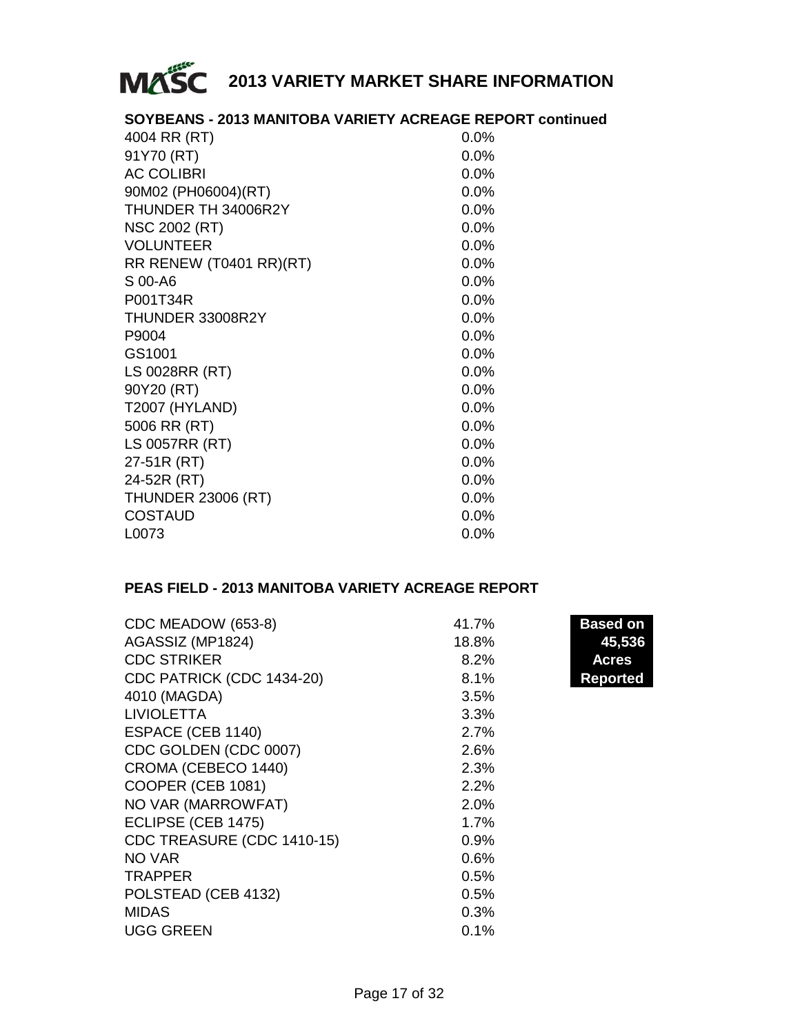# 2013 VARIETY MARKET SHARE INFORMATION

## SOYBEANS - 2013 MANITOBA VARIETY ACREAGE REPORT continued

| Variety | Share |
|---|---|
| 4004 RR (RT) | 0.0% |
| 91Y70 (RT) | 0.0% |
| AC COLIBRI | 0.0% |
| 90M02 (PH06004)(RT) | 0.0% |
| THUNDER TH 34006R2Y | 0.0% |
| NSC 2002 (RT) | 0.0% |
| VOLUNTEER | 0.0% |
| RR RENEW (T0401 RR)(RT) | 0.0% |
| S 00-A6 | 0.0% |
| P001T34R | 0.0% |
| THUNDER 33008R2Y | 0.0% |
| P9004 | 0.0% |
| GS1001 | 0.0% |
| LS 0028RR (RT) | 0.0% |
| 90Y20 (RT) | 0.0% |
| T2007 (HYLAND) | 0.0% |
| 5006 RR (RT) | 0.0% |
| LS 0057RR (RT) | 0.0% |
| 27-51R (RT) | 0.0% |
| 24-52R (RT) | 0.0% |
| THUNDER 23006 (RT) | 0.0% |
| COSTAUD | 0.0% |
| L0073 | 0.0% |

## PEAS FIELD - 2013 MANITOBA VARIETY ACREAGE REPORT

**Based on 45,536 Acres Reported**

| Variety | Share |
|---|---|
| CDC MEADOW (653-8) | 41.7% |
| AGASSIZ (MP1824) | 18.8% |
| CDC STRIKER | 8.2% |
| CDC PATRICK (CDC 1434-20) | 8.1% |
| 4010 (MAGDA) | 3.5% |
| LIVIOLETTA | 3.3% |
| ESPACE (CEB 1140) | 2.7% |
| CDC GOLDEN (CDC 0007) | 2.6% |
| CROMA (CEBECO 1440) | 2.3% |
| COOPER (CEB 1081) | 2.2% |
| NO VAR (MARROWFAT) | 2.0% |
| ECLIPSE (CEB 1475) | 1.7% |
| CDC TREASURE (CDC 1410-15) | 0.9% |
| NO VAR | 0.6% |
| TRAPPER | 0.5% |
| POLSTEAD (CEB 4132) | 0.5% |
| MIDAS | 0.3% |
| UGG GREEN | 0.1% |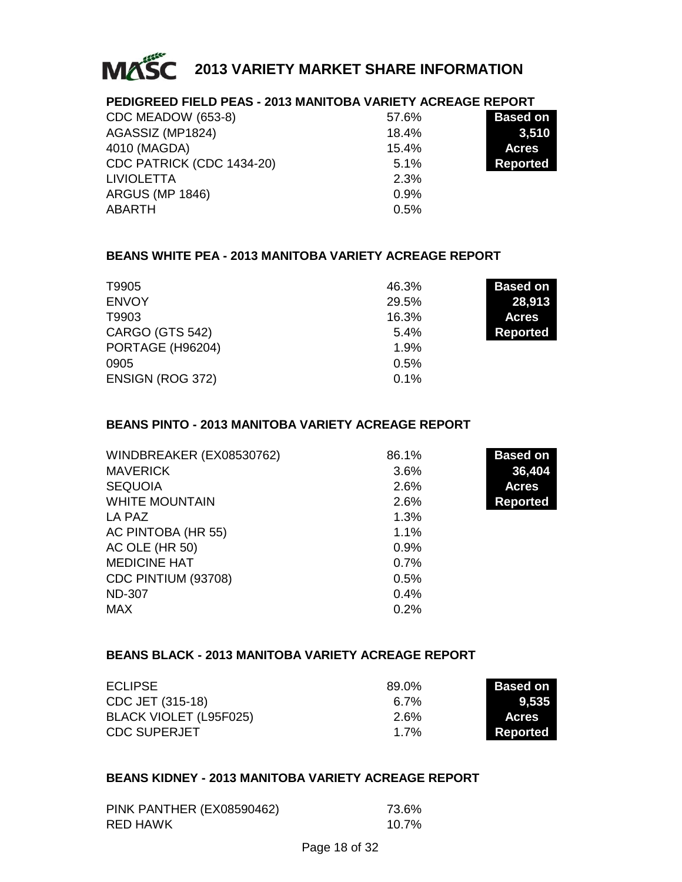# MASC 2013 VARIETY MARKET SHARE INFORMATION

## PEDIGREED FIELD PEAS - 2013 MANITOBA VARIETY ACREAGE REPORT

| Variety | Share |
|---|---|
| CDC MEADOW (653-8) | 57.6% |
| AGASSIZ (MP1824) | 18.4% |
| 4010 (MAGDA) | 15.4% |
| CDC PATRICK (CDC 1434-20) | 5.1% |
| LIVIOLETTA | 2.3% |
| ARGUS (MP 1846) | 0.9% |
| ABARTH | 0.5% |

**Based on 3,510 Acres Reported**

## BEANS WHITE PEA - 2013 MANITOBA VARIETY ACREAGE REPORT

| Variety | Share |
|---|---|
| T9905 | 46.3% |
| ENVOY | 29.5% |
| T9903 | 16.3% |
| CARGO (GTS 542) | 5.4% |
| PORTAGE (H96204) | 1.9% |
| 0905 | 0.5% |
| ENSIGN (ROG 372) | 0.1% |

**Based on 28,913 Acres Reported**

## BEANS PINTO - 2013 MANITOBA VARIETY ACREAGE REPORT

| Variety | Share |
|---|---|
| WINDBREAKER (EX08530762) | 86.1% |
| MAVERICK | 3.6% |
| SEQUOIA | 2.6% |
| WHITE MOUNTAIN | 2.6% |
| LA PAZ | 1.3% |
| AC PINTOBA (HR 55) | 1.1% |
| AC OLE (HR 50) | 0.9% |
| MEDICINE HAT | 0.7% |
| CDC PINTIUM (93708) | 0.5% |
| ND-307 | 0.4% |
| MAX | 0.2% |

**Based on 36,404 Acres Reported**

## BEANS BLACK - 2013 MANITOBA VARIETY ACREAGE REPORT

| Variety | Share |
|---|---|
| ECLIPSE | 89.0% |
| CDC JET (315-18) | 6.7% |
| BLACK VIOLET (L95F025) | 2.6% |
| CDC SUPERJET | 1.7% |

**Based on 9,535 Acres Reported**

## BEANS KIDNEY - 2013 MANITOBA VARIETY ACREAGE REPORT

| Variety | Share |
|---|---|
| PINK PANTHER (EX08590462) | 73.6% |
| RED HAWK | 10.7% |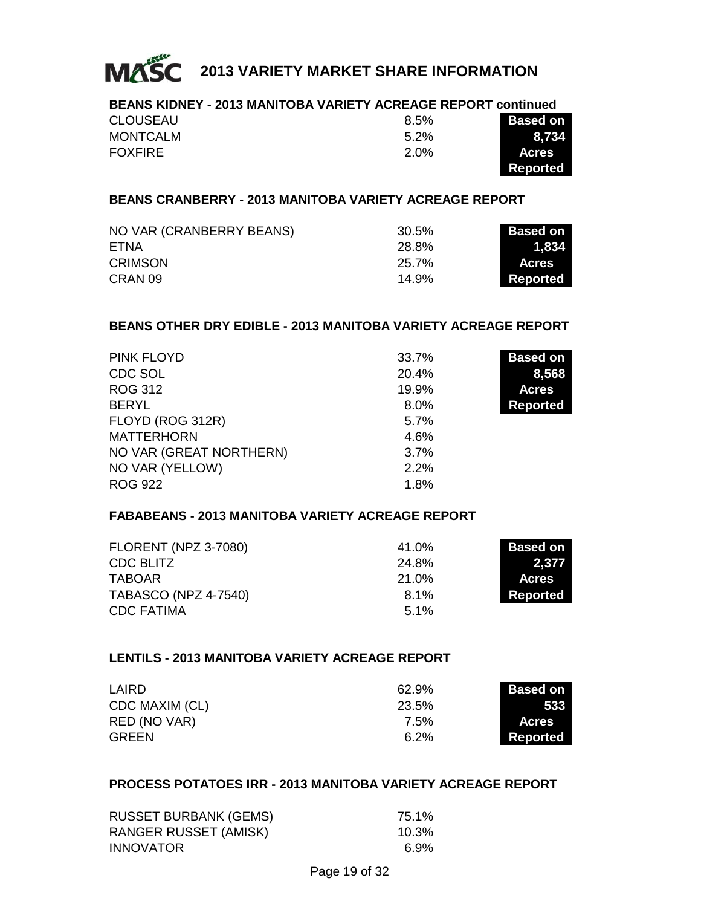# 2013 VARIETY MARKET SHARE INFORMATION

## BEANS KIDNEY - 2013 MANITOBA VARIETY ACREAGE REPORT continued

| Variety | Share | |
|---|---|---|
| CLOUSEAU | 8.5% | **Based on** |
| MONTCALM | 5.2% | **8,734** |
| FOXFIRE | 2.0% | **Acres** |
| | | **Reported** |

## BEANS CRANBERRY - 2013 MANITOBA VARIETY ACREAGE REPORT

| Variety | Share | |
|---|---|---|
| NO VAR (CRANBERRY BEANS) | 30.5% | **Based on** |
| ETNA | 28.8% | **1,834** |
| CRIMSON | 25.7% | **Acres** |
| CRAN 09 | 14.9% | **Reported** |

## BEANS OTHER DRY EDIBLE - 2013 MANITOBA VARIETY ACREAGE REPORT

| Variety | Share | |
|---|---|---|
| PINK FLOYD | 33.7% | **Based on** |
| CDC SOL | 20.4% | **8,568** |
| ROG 312 | 19.9% | **Acres** |
| BERYL | 8.0% | **Reported** |
| FLOYD (ROG 312R) | 5.7% | |
| MATTERHORN | 4.6% | |
| NO VAR (GREAT NORTHERN) | 3.7% | |
| NO VAR (YELLOW) | 2.2% | |
| ROG 922 | 1.8% | |

## FABABEANS - 2013 MANITOBA VARIETY ACREAGE REPORT

| Variety | Share | |
|---|---|---|
| FLORENT (NPZ 3-7080) | 41.0% | **Based on** |
| CDC BLITZ | 24.8% | **2,377** |
| TABOAR | 21.0% | **Acres** |
| TABASCO (NPZ 4-7540) | 8.1% | **Reported** |
| CDC FATIMA | 5.1% | |

## LENTILS - 2013 MANITOBA VARIETY ACREAGE REPORT

| Variety | Share | |
|---|---|---|
| LAIRD | 62.9% | **Based on** |
| CDC MAXIM (CL) | 23.5% | **533** |
| RED (NO VAR) | 7.5% | **Acres** |
| GREEN | 6.2% | **Reported** |

## PROCESS POTATOES IRR - 2013 MANITOBA VARIETY ACREAGE REPORT

| Variety | Share |
|---|---|
| RUSSET BURBANK (GEMS) | 75.1% |
| RANGER RUSSET (AMISK) | 10.3% |
| INNOVATOR | 6.9% |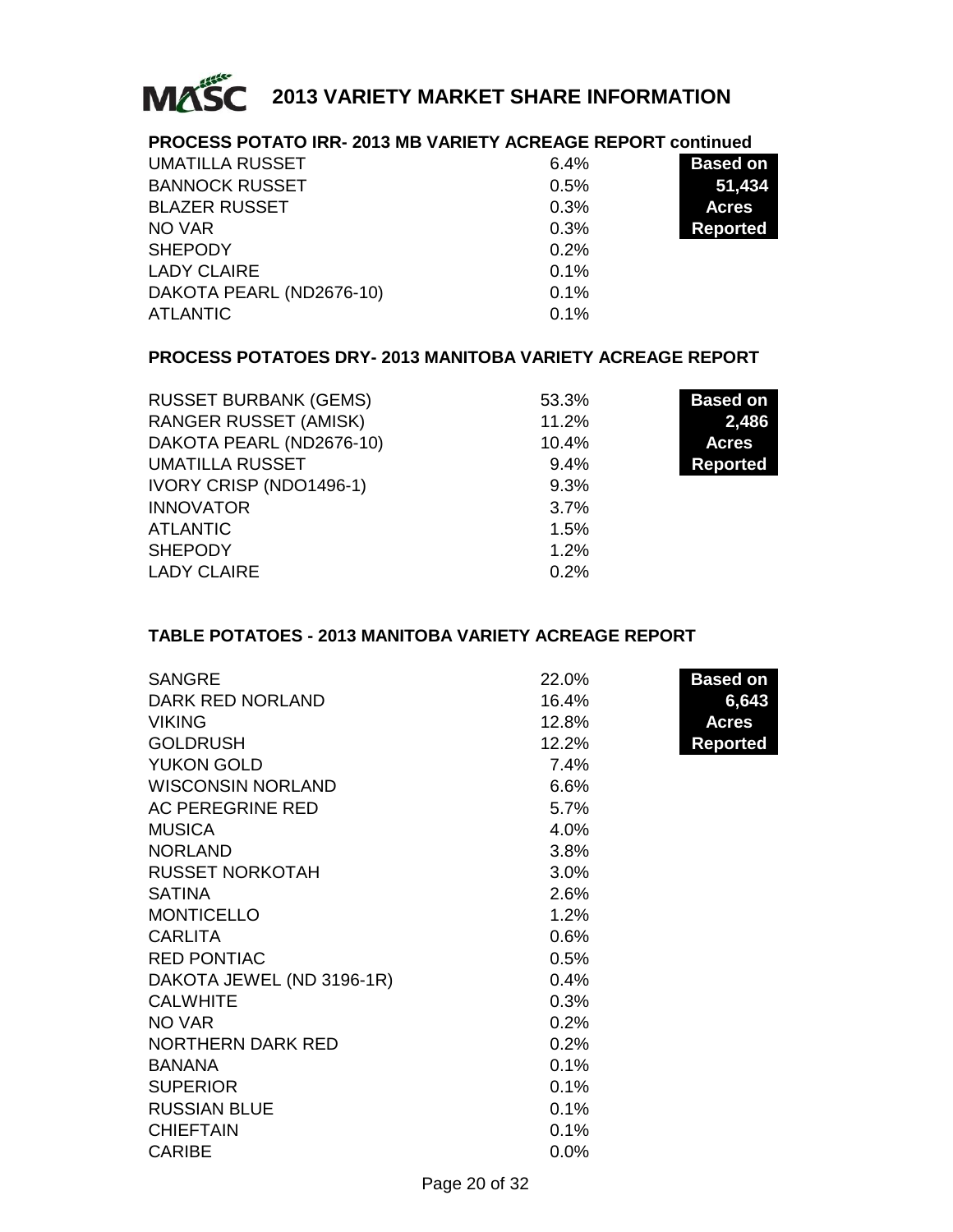# MASC 2013 VARIETY MARKET SHARE INFORMATION

## PROCESS POTATO IRR- 2013 MB VARIETY ACREAGE REPORT continued

**Based on 51,434 Acres Reported**

| Variety | Share |
|---|---|
| UMATILLA RUSSET | 6.4% |
| BANNOCK RUSSET | 0.5% |
| BLAZER RUSSET | 0.3% |
| NO VAR | 0.3% |
| SHEPODY | 0.2% |
| LADY CLAIRE | 0.1% |
| DAKOTA PEARL (ND2676-10) | 0.1% |
| ATLANTIC | 0.1% |

## PROCESS POTATOES DRY- 2013 MANITOBA VARIETY ACREAGE REPORT

**Based on 2,486 Acres Reported**

| Variety | Share |
|---|---|
| RUSSET BURBANK (GEMS) | 53.3% |
| RANGER RUSSET (AMISK) | 11.2% |
| DAKOTA PEARL (ND2676-10) | 10.4% |
| UMATILLA RUSSET | 9.4% |
| IVORY CRISP (NDO1496-1) | 9.3% |
| INNOVATOR | 3.7% |
| ATLANTIC | 1.5% |
| SHEPODY | 1.2% |
| LADY CLAIRE | 0.2% |

## TABLE POTATOES - 2013 MANITOBA VARIETY ACREAGE REPORT

**Based on 6,643 Acres Reported**

| Variety | Share |
|---|---|
| SANGRE | 22.0% |
| DARK RED NORLAND | 16.4% |
| VIKING | 12.8% |
| GOLDRUSH | 12.2% |
| YUKON GOLD | 7.4% |
| WISCONSIN NORLAND | 6.6% |
| AC PEREGRINE RED | 5.7% |
| MUSICA | 4.0% |
| NORLAND | 3.8% |
| RUSSET NORKOTAH | 3.0% |
| SATINA | 2.6% |
| MONTICELLO | 1.2% |
| CARLITA | 0.6% |
| RED PONTIAC | 0.5% |
| DAKOTA JEWEL (ND 3196-1R) | 0.4% |
| CALWHITE | 0.3% |
| NO VAR | 0.2% |
| NORTHERN DARK RED | 0.2% |
| BANANA | 0.1% |
| SUPERIOR | 0.1% |
| RUSSIAN BLUE | 0.1% |
| CHIEFTAIN | 0.1% |
| CARIBE | 0.0% |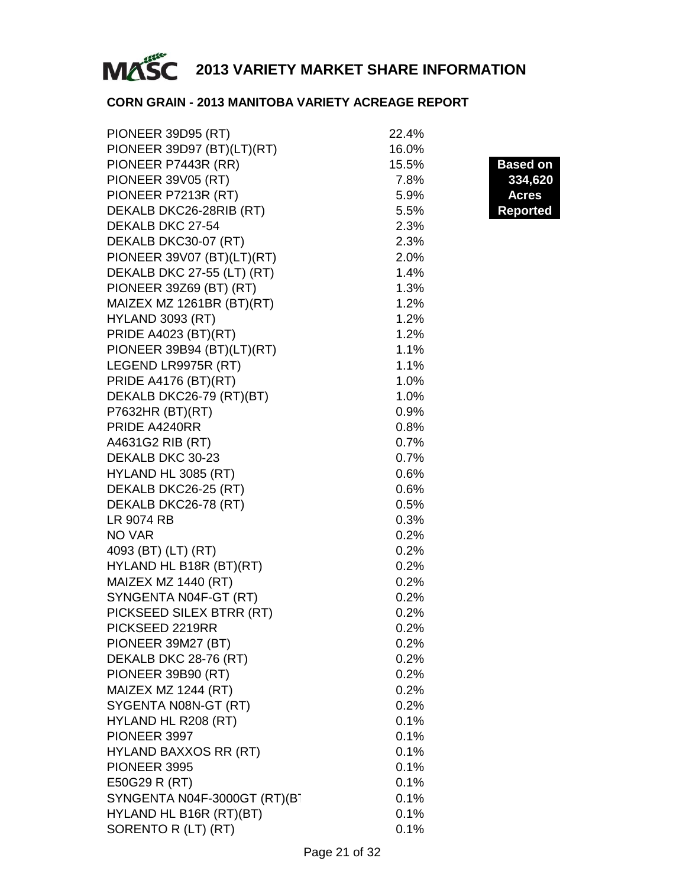# 2013 VARIETY MARKET SHARE INFORMATION

## CORN GRAIN - 2013 MANITOBA VARIETY ACREAGE REPORT

**Based on 334,620 Acres Reported**

| Variety | Share |
|---|---|
| PIONEER 39D95 (RT) | 22.4% |
| PIONEER 39D97 (BT)(LT)(RT) | 16.0% |
| PIONEER P7443R (RR) | 15.5% |
| PIONEER 39V05 (RT) | 7.8% |
| PIONEER P7213R (RT) | 5.9% |
| DEKALB DKC26-28RIB (RT) | 5.5% |
| DEKALB DKC 27-54 | 2.3% |
| DEKALB DKC30-07 (RT) | 2.3% |
| PIONEER 39V07 (BT)(LT)(RT) | 2.0% |
| DEKALB DKC 27-55 (LT) (RT) | 1.4% |
| PIONEER 39Z69 (BT) (RT) | 1.3% |
| MAIZEX MZ 1261BR (BT)(RT) | 1.2% |
| HYLAND 3093 (RT) | 1.2% |
| PRIDE A4023 (BT)(RT) | 1.2% |
| PIONEER 39B94 (BT)(LT)(RT) | 1.1% |
| LEGEND LR9975R (RT) | 1.1% |
| PRIDE A4176 (BT)(RT) | 1.0% |
| DEKALB DKC26-79 (RT)(BT) | 1.0% |
| P7632HR (BT)(RT) | 0.9% |
| PRIDE A4240RR | 0.8% |
| A4631G2 RIB (RT) | 0.7% |
| DEKALB DKC 30-23 | 0.7% |
| HYLAND HL 3085 (RT) | 0.6% |
| DEKALB DKC26-25 (RT) | 0.6% |
| DEKALB DKC26-78 (RT) | 0.5% |
| LR 9074 RB | 0.3% |
| NO VAR | 0.2% |
| 4093 (BT) (LT) (RT) | 0.2% |
| HYLAND HL B18R (BT)(RT) | 0.2% |
| MAIZEX MZ 1440 (RT) | 0.2% |
| SYNGENTA N04F-GT (RT) | 0.2% |
| PICKSEED SILEX BTRR (RT) | 0.2% |
| PICKSEED 2219RR | 0.2% |
| PIONEER 39M27 (BT) | 0.2% |
| DEKALB DKC 28-76 (RT) | 0.2% |
| PIONEER 39B90 (RT) | 0.2% |
| MAIZEX MZ 1244 (RT) | 0.2% |
| SYGENTA N08N-GT (RT) | 0.2% |
| HYLAND HL R208 (RT) | 0.1% |
| PIONEER 3997 | 0.1% |
| HYLAND BAXXOS RR (RT) | 0.1% |
| PIONEER 3995 | 0.1% |
| E50G29 R (RT) | 0.1% |
| SYNGENTA N04F-3000GT (RT)(BT | 0.1% |
| HYLAND HL B16R (RT)(BT) | 0.1% |
| SORENTO R (LT) (RT) | 0.1% |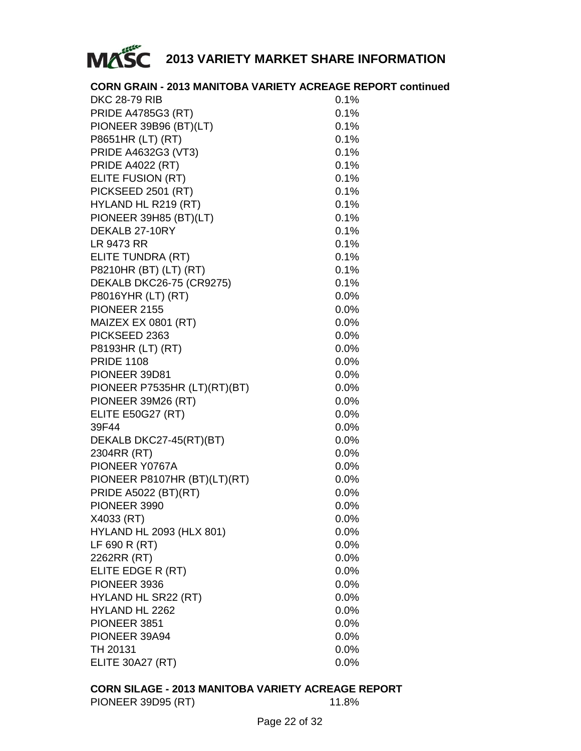# 2013 VARIETY MARKET SHARE INFORMATION

## CORN GRAIN - 2013 MANITOBA VARIETY ACREAGE REPORT continued

| Variety | Share |
|---|---|
| DKC 28-79 RIB | 0.1% |
| PRIDE A4785G3 (RT) | 0.1% |
| PIONEER 39B96 (BT)(LT) | 0.1% |
| P8651HR (LT) (RT) | 0.1% |
| PRIDE A4632G3 (VT3) | 0.1% |
| PRIDE A4022 (RT) | 0.1% |
| ELITE FUSION (RT) | 0.1% |
| PICKSEED 2501 (RT) | 0.1% |
| HYLAND HL R219 (RT) | 0.1% |
| PIONEER 39H85 (BT)(LT) | 0.1% |
| DEKALB 27-10RY | 0.1% |
| LR 9473 RR | 0.1% |
| ELITE TUNDRA (RT) | 0.1% |
| P8210HR (BT) (LT) (RT) | 0.1% |
| DEKALB DKC26-75 (CR9275) | 0.1% |
| P8016YHR (LT) (RT) | 0.0% |
| PIONEER 2155 | 0.0% |
| MAIZEX EX 0801 (RT) | 0.0% |
| PICKSEED 2363 | 0.0% |
| P8193HR (LT) (RT) | 0.0% |
| PRIDE 1108 | 0.0% |
| PIONEER 39D81 | 0.0% |
| PIONEER P7535HR (LT)(RT)(BT) | 0.0% |
| PIONEER 39M26 (RT) | 0.0% |
| ELITE E50G27 (RT) | 0.0% |
| 39F44 | 0.0% |
| DEKALB DKC27-45(RT)(BT) | 0.0% |
| 2304RR (RT) | 0.0% |
| PIONEER Y0767A | 0.0% |
| PIONEER P8107HR (BT)(LT)(RT) | 0.0% |
| PRIDE A5022 (BT)(RT) | 0.0% |
| PIONEER 3990 | 0.0% |
| X4033 (RT) | 0.0% |
| HYLAND HL 2093 (HLX 801) | 0.0% |
| LF 690 R (RT) | 0.0% |
| 2262RR (RT) | 0.0% |
| ELITE EDGE R (RT) | 0.0% |
| PIONEER 3936 | 0.0% |
| HYLAND HL SR22 (RT) | 0.0% |
| HYLAND HL 2262 | 0.0% |
| PIONEER 3851 | 0.0% |
| PIONEER 39A94 | 0.0% |
| TH 20131 | 0.0% |
| ELITE 30A27 (RT) | 0.0% |

## CORN SILAGE - 2013 MANITOBA VARIETY ACREAGE REPORT

| Variety | Share |
|---|---|
| PIONEER 39D95 (RT) | 11.8% |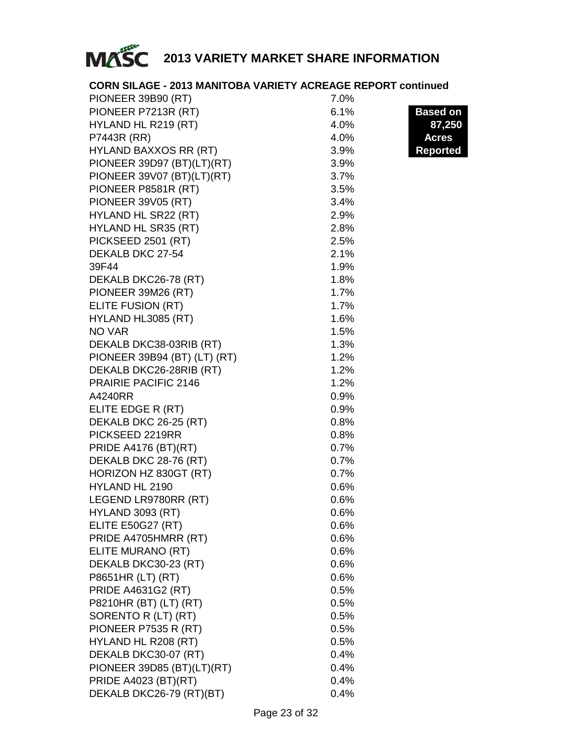# MASC 2013 VARIETY MARKET SHARE INFORMATION

## CORN SILAGE - 2013 MANITOBA VARIETY ACREAGE REPORT continued

**Based on 87,250 Acres Reported**

| Variety | Share |
|---|---|
| PIONEER 39B90 (RT) | 7.0% |
| PIONEER P7213R (RT) | 6.1% |
| HYLAND HL R219 (RT) | 4.0% |
| P7443R (RR) | 4.0% |
| HYLAND BAXXOS RR (RT) | 3.9% |
| PIONEER 39D97 (BT)(LT)(RT) | 3.9% |
| PIONEER 39V07 (BT)(LT)(RT) | 3.7% |
| PIONEER P8581R (RT) | 3.5% |
| PIONEER 39V05 (RT) | 3.4% |
| HYLAND HL SR22 (RT) | 2.9% |
| HYLAND HL SR35 (RT) | 2.8% |
| PICKSEED 2501 (RT) | 2.5% |
| DEKALB DKC 27-54 | 2.1% |
| 39F44 | 1.9% |
| DEKALB DKC26-78 (RT) | 1.8% |
| PIONEER 39M26 (RT) | 1.7% |
| ELITE FUSION (RT) | 1.7% |
| HYLAND HL3085 (RT) | 1.6% |
| NO VAR | 1.5% |
| DEKALB DKC38-03RIB (RT) | 1.3% |
| PIONEER 39B94 (BT) (LT) (RT) | 1.2% |
| DEKALB DKC26-28RIB (RT) | 1.2% |
| PRAIRIE PACIFIC 2146 | 1.2% |
| A4240RR | 0.9% |
| ELITE EDGE R (RT) | 0.9% |
| DEKALB DKC 26-25 (RT) | 0.8% |
| PICKSEED 2219RR | 0.8% |
| PRIDE A4176 (BT)(RT) | 0.7% |
| DEKALB DKC 28-76 (RT) | 0.7% |
| HORIZON HZ 830GT (RT) | 0.7% |
| HYLAND HL 2190 | 0.6% |
| LEGEND LR9780RR (RT) | 0.6% |
| HYLAND 3093 (RT) | 0.6% |
| ELITE E50G27 (RT) | 0.6% |
| PRIDE A4705HMRR (RT) | 0.6% |
| ELITE MURANO (RT) | 0.6% |
| DEKALB DKC30-23 (RT) | 0.6% |
| P8651HR (LT) (RT) | 0.6% |
| PRIDE A4631G2 (RT) | 0.5% |
| P8210HR (BT) (LT) (RT) | 0.5% |
| SORENTO R (LT) (RT) | 0.5% |
| PIONEER P7535 R (RT) | 0.5% |
| HYLAND HL R208 (RT) | 0.5% |
| DEKALB DKC30-07 (RT) | 0.4% |
| PIONEER 39D85 (BT)(LT)(RT) | 0.4% |
| PRIDE A4023 (BT)(RT) | 0.4% |
| DEKALB DKC26-79 (RT)(BT) | 0.4% |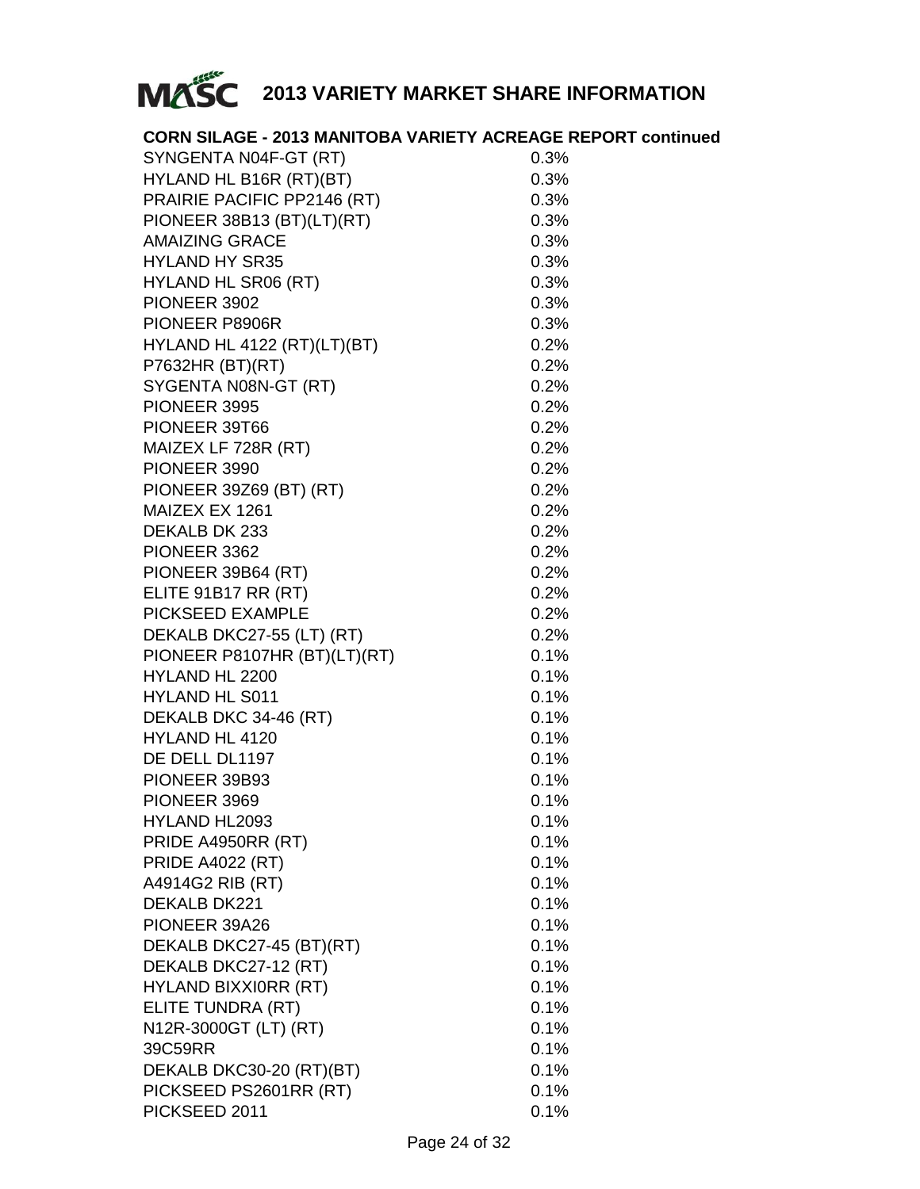# 2013 VARIETY MARKET SHARE INFORMATION

**CORN SILAGE - 2013 MANITOBA VARIETY ACREAGE REPORT continued**

| | |
|---|---|
| SYNGENTA N04F-GT (RT) | 0.3% |
| HYLAND HL B16R (RT)(BT) | 0.3% |
| PRAIRIE PACIFIC PP2146 (RT) | 0.3% |
| PIONEER 38B13 (BT)(LT)(RT) | 0.3% |
| AMAIZING GRACE | 0.3% |
| HYLAND HY SR35 | 0.3% |
| HYLAND HL SR06 (RT) | 0.3% |
| PIONEER 3902 | 0.3% |
| PIONEER P8906R | 0.3% |
| HYLAND HL 4122 (RT)(LT)(BT) | 0.2% |
| P7632HR (BT)(RT) | 0.2% |
| SYGENTA N08N-GT (RT) | 0.2% |
| PIONEER 3995 | 0.2% |
| PIONEER 39T66 | 0.2% |
| MAIZEX LF 728R (RT) | 0.2% |
| PIONEER 3990 | 0.2% |
| PIONEER 39Z69 (BT) (RT) | 0.2% |
| MAIZEX EX 1261 | 0.2% |
| DEKALB DK 233 | 0.2% |
| PIONEER 3362 | 0.2% |
| PIONEER 39B64 (RT) | 0.2% |
| ELITE 91B17 RR (RT) | 0.2% |
| PICKSEED EXAMPLE | 0.2% |
| DEKALB DKC27-55 (LT) (RT) | 0.2% |
| PIONEER P8107HR (BT)(LT)(RT) | 0.1% |
| HYLAND HL 2200 | 0.1% |
| HYLAND HL S011 | 0.1% |
| DEKALB DKC 34-46 (RT) | 0.1% |
| HYLAND HL 4120 | 0.1% |
| DE DELL DL1197 | 0.1% |
| PIONEER 39B93 | 0.1% |
| PIONEER 3969 | 0.1% |
| HYLAND HL2093 | 0.1% |
| PRIDE A4950RR (RT) | 0.1% |
| PRIDE A4022 (RT) | 0.1% |
| A4914G2 RIB (RT) | 0.1% |
| DEKALB DK221 | 0.1% |
| PIONEER 39A26 | 0.1% |
| DEKALB DKC27-45 (BT)(RT) | 0.1% |
| DEKALB DKC27-12 (RT) | 0.1% |
| HYLAND BIXXI0RR (RT) | 0.1% |
| ELITE TUNDRA (RT) | 0.1% |
| N12R-3000GT (LT) (RT) | 0.1% |
| 39C59RR | 0.1% |
| DEKALB DKC30-20 (RT)(BT) | 0.1% |
| PICKSEED PS2601RR (RT) | 0.1% |
| PICKSEED 2011 | 0.1% |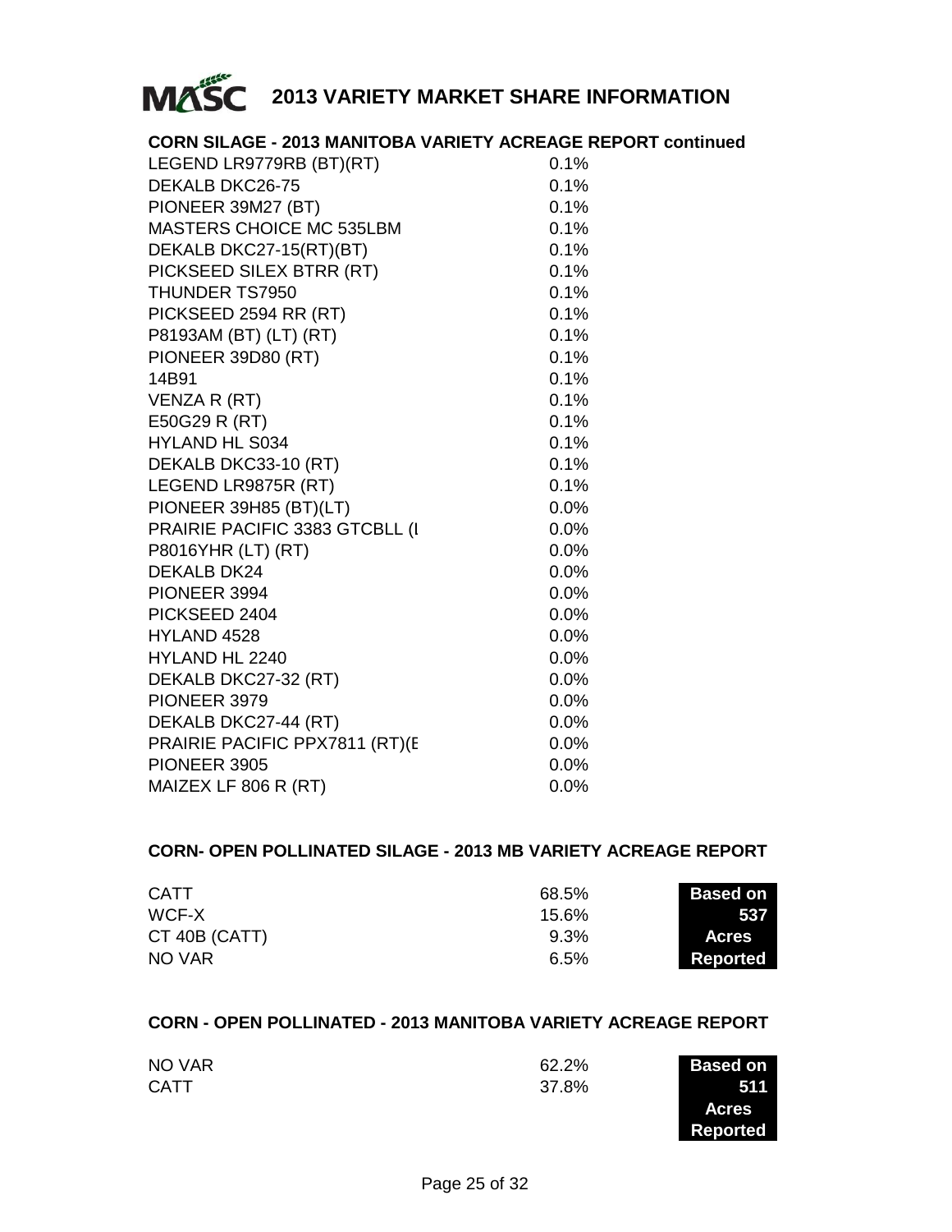# MASC 2013 VARIETY MARKET SHARE INFORMATION

## CORN SILAGE - 2013 MANITOBA VARIETY ACREAGE REPORT continued

| Variety | Share |
|---|---|
| LEGEND LR9779RB (BT)(RT) | 0.1% |
| DEKALB DKC26-75 | 0.1% |
| PIONEER 39M27 (BT) | 0.1% |
| MASTERS CHOICE MC 535LBM | 0.1% |
| DEKALB DKC27-15(RT)(BT) | 0.1% |
| PICKSEED SILEX BTRR (RT) | 0.1% |
| THUNDER TS7950 | 0.1% |
| PICKSEED 2594 RR (RT) | 0.1% |
| P8193AM (BT) (LT) (RT) | 0.1% |
| PIONEER 39D80 (RT) | 0.1% |
| 14B91 | 0.1% |
| VENZA R (RT) | 0.1% |
| E50G29 R (RT) | 0.1% |
| HYLAND HL S034 | 0.1% |
| DEKALB DKC33-10 (RT) | 0.1% |
| LEGEND LR9875R (RT) | 0.1% |
| PIONEER 39H85 (BT)(LT) | 0.0% |
| PRAIRIE PACIFIC 3383 GTCBLL (I | 0.0% |
| P8016YHR (LT) (RT) | 0.0% |
| DEKALB DK24 | 0.0% |
| PIONEER 3994 | 0.0% |
| PICKSEED 2404 | 0.0% |
| HYLAND 4528 | 0.0% |
| HYLAND HL 2240 | 0.0% |
| DEKALB DKC27-32 (RT) | 0.0% |
| PIONEER 3979 | 0.0% |
| DEKALB DKC27-44 (RT) | 0.0% |
| PRAIRIE PACIFIC PPX7811 (RT)(E | 0.0% |
| PIONEER 3905 | 0.0% |
| MAIZEX LF 806 R (RT) | 0.0% |

## CORN- OPEN POLLINATED SILAGE - 2013 MB VARIETY ACREAGE REPORT

| Variety | Share |
|---|---|
| CATT | 68.5% |
| WCF-X | 15.6% |
| CT 40B (CATT) | 9.3% |
| NO VAR | 6.5% |

**Based on 537 Acres Reported**

## CORN - OPEN POLLINATED - 2013 MANITOBA VARIETY ACREAGE REPORT

| Variety | Share |
|---|---|
| NO VAR | 62.2% |
| CATT | 37.8% |

**Based on 511 Acres Reported**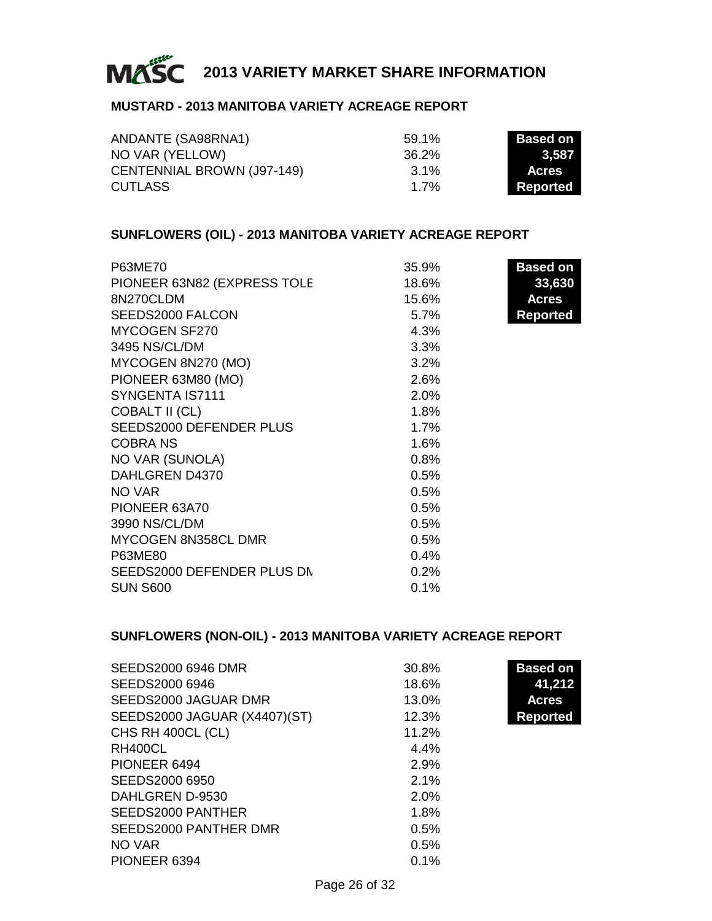# 2013 VARIETY MARKET SHARE INFORMATION

## MUSTARD - 2013 MANITOBA VARIETY ACREAGE REPORT

**Based on 3,587 Acres Reported**

| Variety | Share |
|---|---|
| ANDANTE (SA98RNA1) | 59.1% |
| NO VAR (YELLOW) | 36.2% |
| CENTENNIAL BROWN (J97-149) | 3.1% |
| CUTLASS | 1.7% |

## SUNFLOWERS (OIL) - 2013 MANITOBA VARIETY ACREAGE REPORT

**Based on 33,630 Acres Reported**

| Variety | Share |
|---|---|
| P63ME70 | 35.9% |
| PIONEER 63N82 (EXPRESS TOLE | 18.6% |
| 8N270CLDM | 15.6% |
| SEEDS2000 FALCON | 5.7% |
| MYCOGEN SF270 | 4.3% |
| 3495 NS/CL/DM | 3.3% |
| MYCOGEN 8N270 (MO) | 3.2% |
| PIONEER 63M80 (MO) | 2.6% |
| SYNGENTA IS7111 | 2.0% |
| COBALT II (CL) | 1.8% |
| SEEDS2000 DEFENDER PLUS | 1.7% |
| COBRA NS | 1.6% |
| NO VAR (SUNOLA) | 0.8% |
| DAHLGREN D4370 | 0.5% |
| NO VAR | 0.5% |
| PIONEER 63A70 | 0.5% |
| 3990 NS/CL/DM | 0.5% |
| MYCOGEN 8N358CL DMR | 0.5% |
| P63ME80 | 0.4% |
| SEEDS2000 DEFENDER PLUS DM | 0.2% |
| SUN S600 | 0.1% |

## SUNFLOWERS (NON-OIL) - 2013 MANITOBA VARIETY ACREAGE REPORT

**Based on 41,212 Acres Reported**

| Variety | Share |
|---|---|
| SEEDS2000 6946 DMR | 30.8% |
| SEEDS2000 6946 | 18.6% |
| SEEDS2000 JAGUAR DMR | 13.0% |
| SEEDS2000 JAGUAR (X4407)(ST) | 12.3% |
| CHS RH 400CL (CL) | 11.2% |
| RH400CL | 4.4% |
| PIONEER 6494 | 2.9% |
| SEEDS2000 6950 | 2.1% |
| DAHLGREN D-9530 | 2.0% |
| SEEDS2000 PANTHER | 1.8% |
| SEEDS2000 PANTHER DMR | 0.5% |
| NO VAR | 0.5% |
| PIONEER 6394 | 0.1% |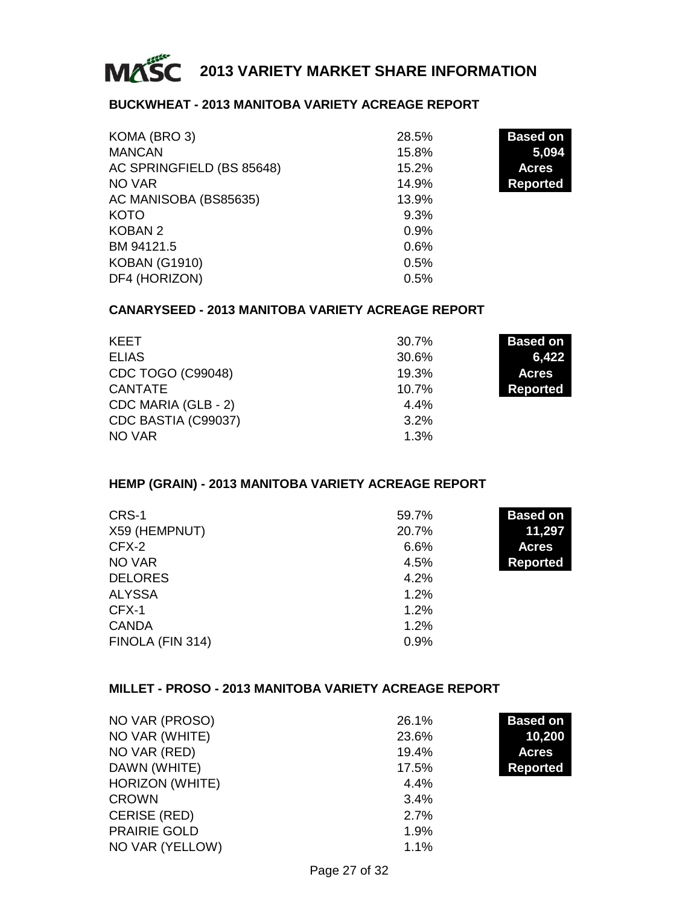# MASC 2013 VARIETY MARKET SHARE INFORMATION

## BUCKWHEAT - 2013 MANITOBA VARIETY ACREAGE REPORT

**Based on 5,094 Acres Reported**

| Variety | Share |
|---|---|
| KOMA (BRO 3) | 28.5% |
| MANCAN | 15.8% |
| AC SPRINGFIELD (BS 85648) | 15.2% |
| NO VAR | 14.9% |
| AC MANISOBA (BS85635) | 13.9% |
| KOTO | 9.3% |
| KOBAN 2 | 0.9% |
| BM 94121.5 | 0.6% |
| KOBAN (G1910) | 0.5% |
| DF4 (HORIZON) | 0.5% |

## CANARYSEED - 2013 MANITOBA VARIETY ACREAGE REPORT

**Based on 6,422 Acres Reported**

| Variety | Share |
|---|---|
| KEET | 30.7% |
| ELIAS | 30.6% |
| CDC TOGO (C99048) | 19.3% |
| CANTATE | 10.7% |
| CDC MARIA (GLB - 2) | 4.4% |
| CDC BASTIA (C99037) | 3.2% |
| NO VAR | 1.3% |

## HEMP (GRAIN) - 2013 MANITOBA VARIETY ACREAGE REPORT

**Based on 11,297 Acres Reported**

| Variety | Share |
|---|---|
| CRS-1 | 59.7% |
| X59 (HEMPNUT) | 20.7% |
| CFX-2 | 6.6% |
| NO VAR | 4.5% |
| DELORES | 4.2% |
| ALYSSA | 1.2% |
| CFX-1 | 1.2% |
| CANDA | 1.2% |
| FINOLA (FIN 314) | 0.9% |

## MILLET - PROSO - 2013 MANITOBA VARIETY ACREAGE REPORT

**Based on 10,200 Acres Reported**

| Variety | Share |
|---|---|
| NO VAR (PROSO) | 26.1% |
| NO VAR (WHITE) | 23.6% |
| NO VAR (RED) | 19.4% |
| DAWN (WHITE) | 17.5% |
| HORIZON (WHITE) | 4.4% |
| CROWN | 3.4% |
| CERISE (RED) | 2.7% |
| PRAIRIE GOLD | 1.9% |
| NO VAR (YELLOW) | 1.1% |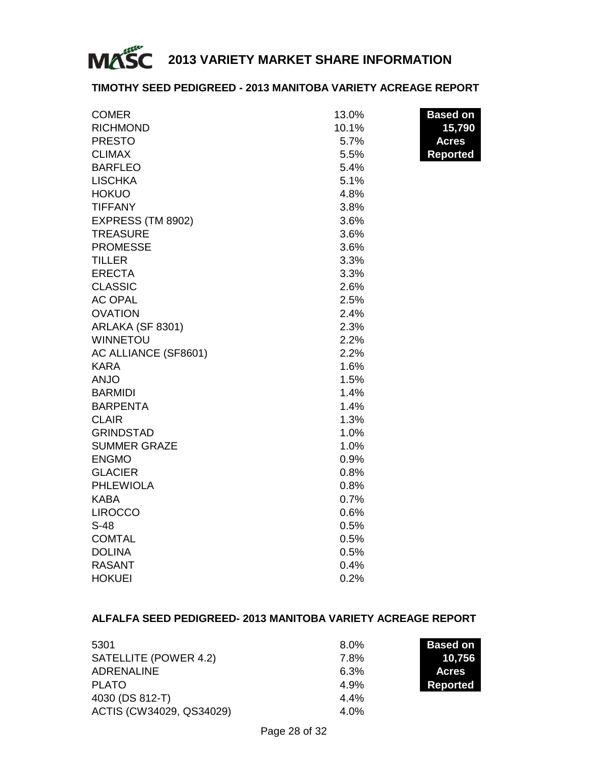# 2013 VARIETY MARKET SHARE INFORMATION

## TIMOTHY SEED PEDIGREED - 2013 MANITOBA VARIETY ACREAGE REPORT

**Based on 15,790 Acres Reported**

| Variety | Share |
|---|---|
| COMER | 13.0% |
| RICHMOND | 10.1% |
| PRESTO | 5.7% |
| CLIMAX | 5.5% |
| BARFLEO | 5.4% |
| LISCHKA | 5.1% |
| HOKUO | 4.8% |
| TIFFANY | 3.8% |
| EXPRESS (TM 8902) | 3.6% |
| TREASURE | 3.6% |
| PROMESSE | 3.6% |
| TILLER | 3.3% |
| ERECTA | 3.3% |
| CLASSIC | 2.6% |
| AC OPAL | 2.5% |
| OVATION | 2.4% |
| ARLAKA (SF 8301) | 2.3% |
| WINNETOU | 2.2% |
| AC ALLIANCE (SF8601) | 2.2% |
| KARA | 1.6% |
| ANJO | 1.5% |
| BARMIDI | 1.4% |
| BARPENTA | 1.4% |
| CLAIR | 1.3% |
| GRINDSTAD | 1.0% |
| SUMMER GRAZE | 1.0% |
| ENGMO | 0.9% |
| GLACIER | 0.8% |
| PHLEWIOLA | 0.8% |
| KABA | 0.7% |
| LIROCCO | 0.6% |
| S-48 | 0.5% |
| COMTAL | 0.5% |
| DOLINA | 0.5% |
| RASANT | 0.4% |
| HOKUEI | 0.2% |

## ALFALFA SEED PEDIGREED- 2013 MANITOBA VARIETY ACREAGE REPORT

**Based on 10,756 Acres Reported**

| Variety | Share |
|---|---|
| 5301 | 8.0% |
| SATELLITE (POWER 4.2) | 7.8% |
| ADRENALINE | 6.3% |
| PLATO | 4.9% |
| 4030 (DS 812-T) | 4.4% |
| ACTIS (CW34029, QS34029) | 4.0% |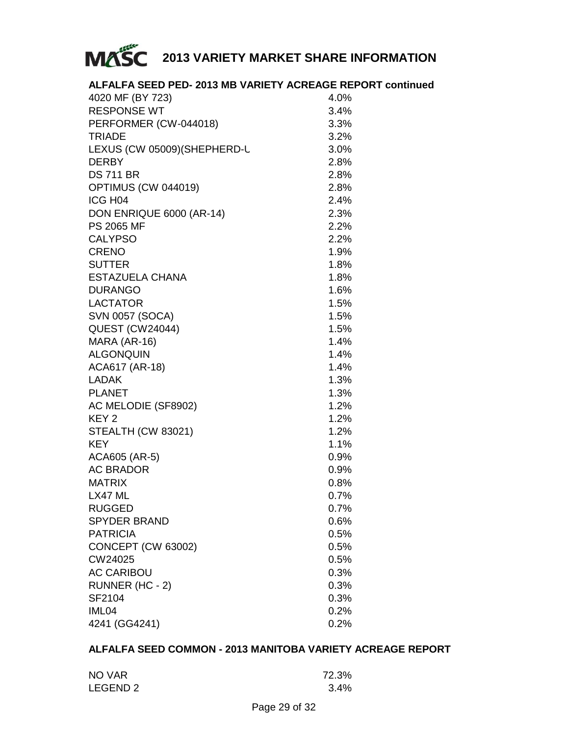# MASC 2013 VARIETY MARKET SHARE INFORMATION

## ALFALFA SEED PED- 2013 MB VARIETY ACREAGE REPORT continued

| | |
|---|---|
| 4020 MF (BY 723) | 4.0% |
| RESPONSE WT | 3.4% |
| PERFORMER (CW-044018) | 3.3% |
| TRIADE | 3.2% |
| LEXUS (CW 05009)(SHEPHERD-L | 3.0% |
| DERBY | 2.8% |
| DS 711 BR | 2.8% |
| OPTIMUS (CW 044019) | 2.8% |
| ICG H04 | 2.4% |
| DON ENRIQUE 6000 (AR-14) | 2.3% |
| PS 2065 MF | 2.2% |
| CALYPSO | 2.2% |
| CRENO | 1.9% |
| SUTTER | 1.8% |
| ESTAZUELA CHANA | 1.8% |
| DURANGO | 1.6% |
| LACTATOR | 1.5% |
| SVN 0057 (SOCA) | 1.5% |
| QUEST (CW24044) | 1.5% |
| MARA (AR-16) | 1.4% |
| ALGONQUIN | 1.4% |
| ACA617 (AR-18) | 1.4% |
| LADAK | 1.3% |
| PLANET | 1.3% |
| AC MELODIE (SF8902) | 1.2% |
| KEY 2 | 1.2% |
| STEALTH (CW 83021) | 1.2% |
| KEY | 1.1% |
| ACA605 (AR-5) | 0.9% |
| AC BRADOR | 0.9% |
| MATRIX | 0.8% |
| LX47 ML | 0.7% |
| RUGGED | 0.7% |
| SPYDER BRAND | 0.6% |
| PATRICIA | 0.5% |
| CONCEPT (CW 63002) | 0.5% |
| CW24025 | 0.5% |
| AC CARIBOU | 0.3% |
| RUNNER (HC - 2) | 0.3% |
| SF2104 | 0.3% |
| IML04 | 0.2% |
| 4241 (GG4241) | 0.2% |

## ALFALFA SEED COMMON - 2013 MANITOBA VARIETY ACREAGE REPORT

| | |
|---|---|
| NO VAR | 72.3% |
| LEGEND 2 | 3.4% |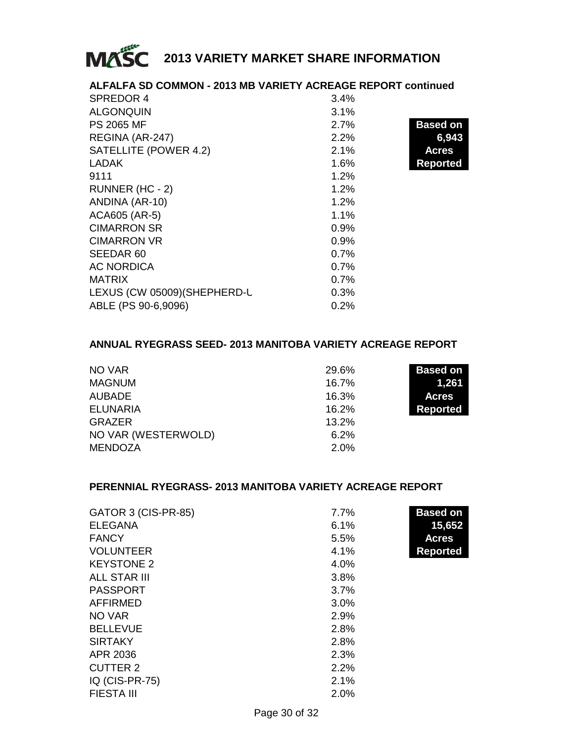# 2013 VARIETY MARKET SHARE INFORMATION

## ALFALFA SD COMMON - 2013 MB VARIETY ACREAGE REPORT continued

**Based on 6,943 Acres Reported**

| Variety | Share |
|---|---|
| SPREDOR 4 | 3.4% |
| ALGONQUIN | 3.1% |
| PS 2065 MF | 2.7% |
| REGINA (AR-247) | 2.2% |
| SATELLITE (POWER 4.2) | 2.1% |
| LADAK | 1.6% |
| 9111 | 1.2% |
| RUNNER (HC - 2) | 1.2% |
| ANDINA (AR-10) | 1.2% |
| ACA605 (AR-5) | 1.1% |
| CIMARRON SR | 0.9% |
| CIMARRON VR | 0.9% |
| SEEDAR 60 | 0.7% |
| AC NORDICA | 0.7% |
| MATRIX | 0.7% |
| LEXUS (CW 05009)(SHEPHERD-L | 0.3% |
| ABLE (PS 90-6,9096) | 0.2% |

## ANNUAL RYEGRASS SEED- 2013 MANITOBA VARIETY ACREAGE REPORT

**Based on 1,261 Acres Reported**

| Variety | Share |
|---|---|
| NO VAR | 29.6% |
| MAGNUM | 16.7% |
| AUBADE | 16.3% |
| ELUNARIA | 16.2% |
| GRAZER | 13.2% |
| NO VAR (WESTERWOLD) | 6.2% |
| MENDOZA | 2.0% |

## PERENNIAL RYEGRASS- 2013 MANITOBA VARIETY ACREAGE REPORT

**Based on 15,652 Acres Reported**

| Variety | Share |
|---|---|
| GATOR 3 (CIS-PR-85) | 7.7% |
| ELEGANA | 6.1% |
| FANCY | 5.5% |
| VOLUNTEER | 4.1% |
| KEYSTONE 2 | 4.0% |
| ALL STAR III | 3.8% |
| PASSPORT | 3.7% |
| AFFIRMED | 3.0% |
| NO VAR | 2.9% |
| BELLEVUE | 2.8% |
| SIRTAKY | 2.8% |
| APR 2036 | 2.3% |
| CUTTER 2 | 2.2% |
| IQ (CIS-PR-75) | 2.1% |
| FIESTA III | 2.0% |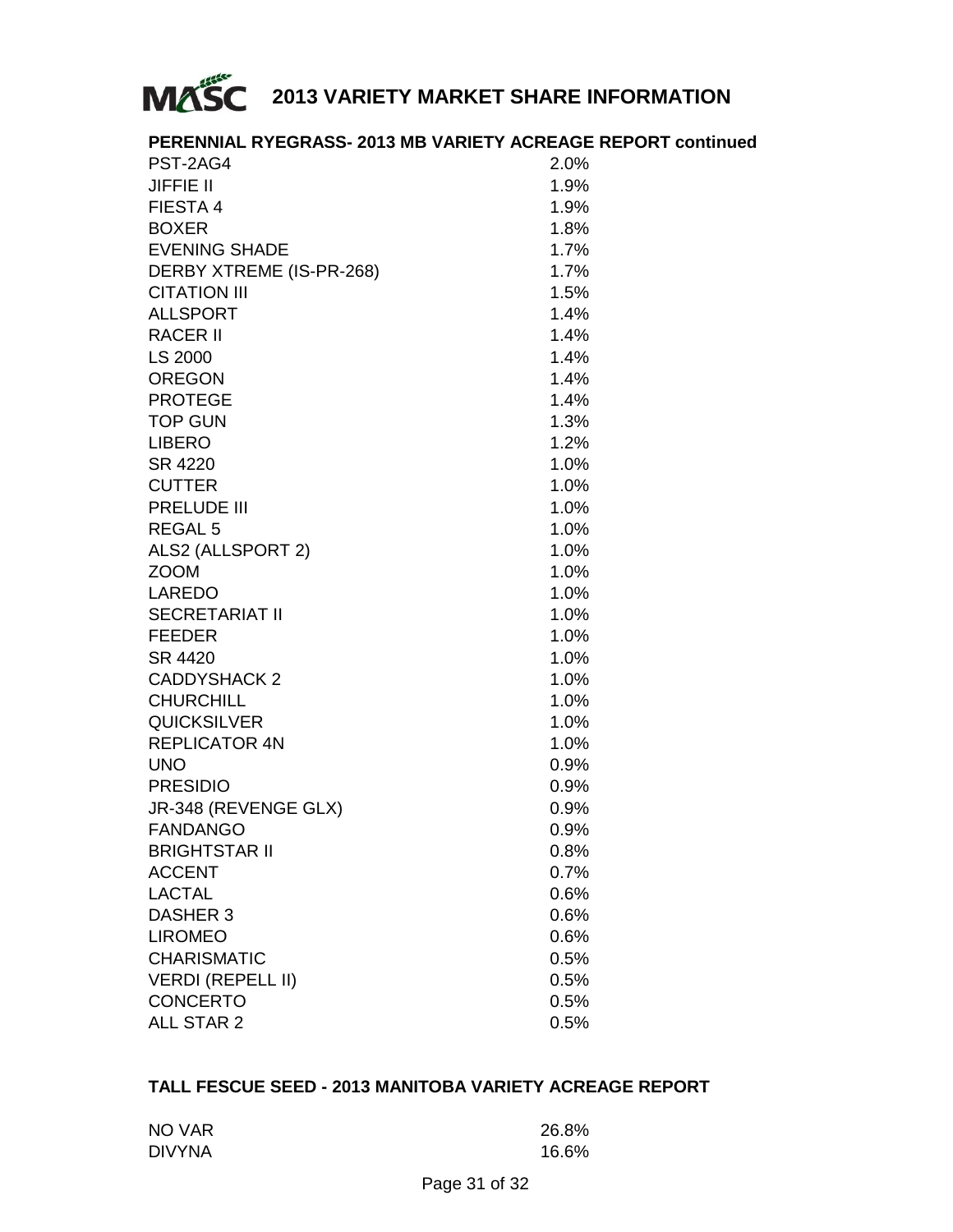# 2013 VARIETY MARKET SHARE INFORMATION

## PERENNIAL RYEGRASS- 2013 MB VARIETY ACREAGE REPORT continued

| | |
|---|---|
| PST-2AG4 | 2.0% |
| JIFFIE II | 1.9% |
| FIESTA 4 | 1.9% |
| BOXER | 1.8% |
| EVENING SHADE | 1.7% |
| DERBY XTREME (IS-PR-268) | 1.7% |
| CITATION III | 1.5% |
| ALLSPORT | 1.4% |
| RACER II | 1.4% |
| LS 2000 | 1.4% |
| OREGON | 1.4% |
| PROTEGE | 1.4% |
| TOP GUN | 1.3% |
| LIBERO | 1.2% |
| SR 4220 | 1.0% |
| CUTTER | 1.0% |
| PRELUDE III | 1.0% |
| REGAL 5 | 1.0% |
| ALS2 (ALLSPORT 2) | 1.0% |
| ZOOM | 1.0% |
| LAREDO | 1.0% |
| SECRETARIAT II | 1.0% |
| FEEDER | 1.0% |
| SR 4420 | 1.0% |
| CADDYSHACK 2 | 1.0% |
| CHURCHILL | 1.0% |
| QUICKSILVER | 1.0% |
| REPLICATOR 4N | 1.0% |
| UNO | 0.9% |
| PRESIDIO | 0.9% |
| JR-348 (REVENGE GLX) | 0.9% |
| FANDANGO | 0.9% |
| BRIGHTSTAR II | 0.8% |
| ACCENT | 0.7% |
| LACTAL | 0.6% |
| DASHER 3 | 0.6% |
| LIROMEO | 0.6% |
| CHARISMATIC | 0.5% |
| VERDI (REPELL II) | 0.5% |
| CONCERTO | 0.5% |
| ALL STAR 2 | 0.5% |

## TALL FESCUE SEED - 2013 MANITOBA VARIETY ACREAGE REPORT

| | |
|---|---|
| NO VAR | 26.8% |
| DIVYNA | 16.6% |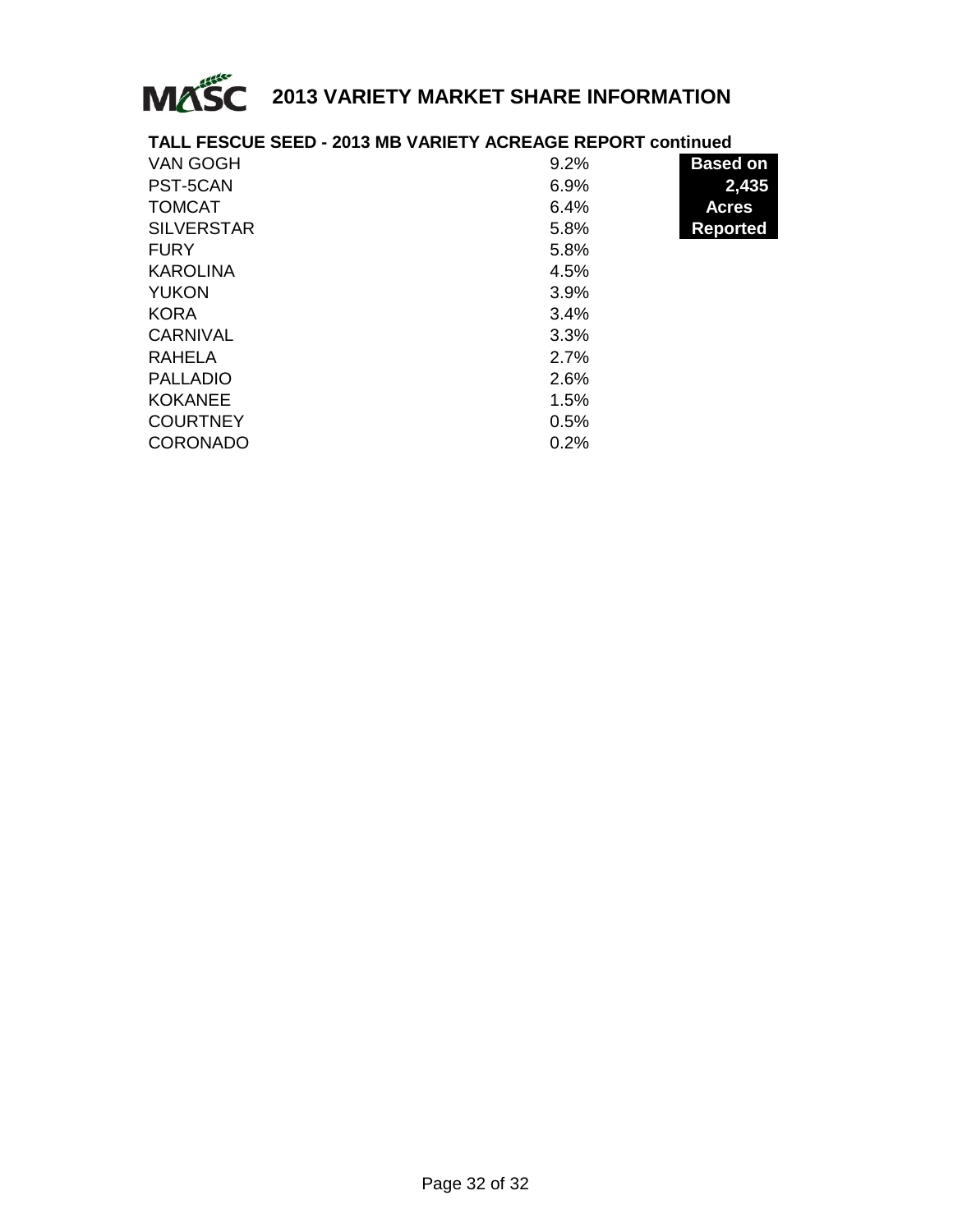# 2013 VARIETY MARKET SHARE INFORMATION

## TALL FESCUE SEED - 2013 MB VARIETY ACREAGE REPORT continued

| | | |
|---|---|---|
| VAN GOGH | 9.2% | **Based on 2,435 Acres Reported** |
| PST-5CAN | 6.9% | |
| TOMCAT | 6.4% | |
| SILVERSTAR | 5.8% | |
| FURY | 5.8% | |
| KAROLINA | 4.5% | |
| YUKON | 3.9% | |
| KORA | 3.4% | |
| CARNIVAL | 3.3% | |
| RAHELA | 2.7% | |
| PALLADIO | 2.6% | |
| KOKANEE | 1.5% | |
| COURTNEY | 0.5% | |
| CORONADO | 0.2% | |